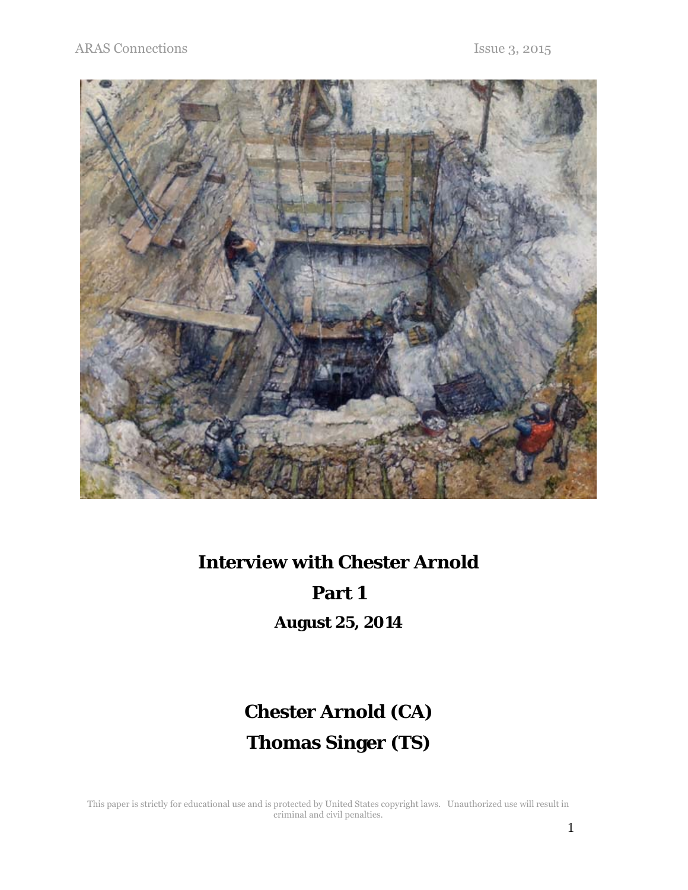# Interview with Chester Arnold

## Part 1

### August 25, 2014

## Chester Arnold (CA)

## Thomas Singer (TS)

This paper is strictly for educational use and is protected by United States copyright laws. Unauthorized use will result in criminal and civil penalties.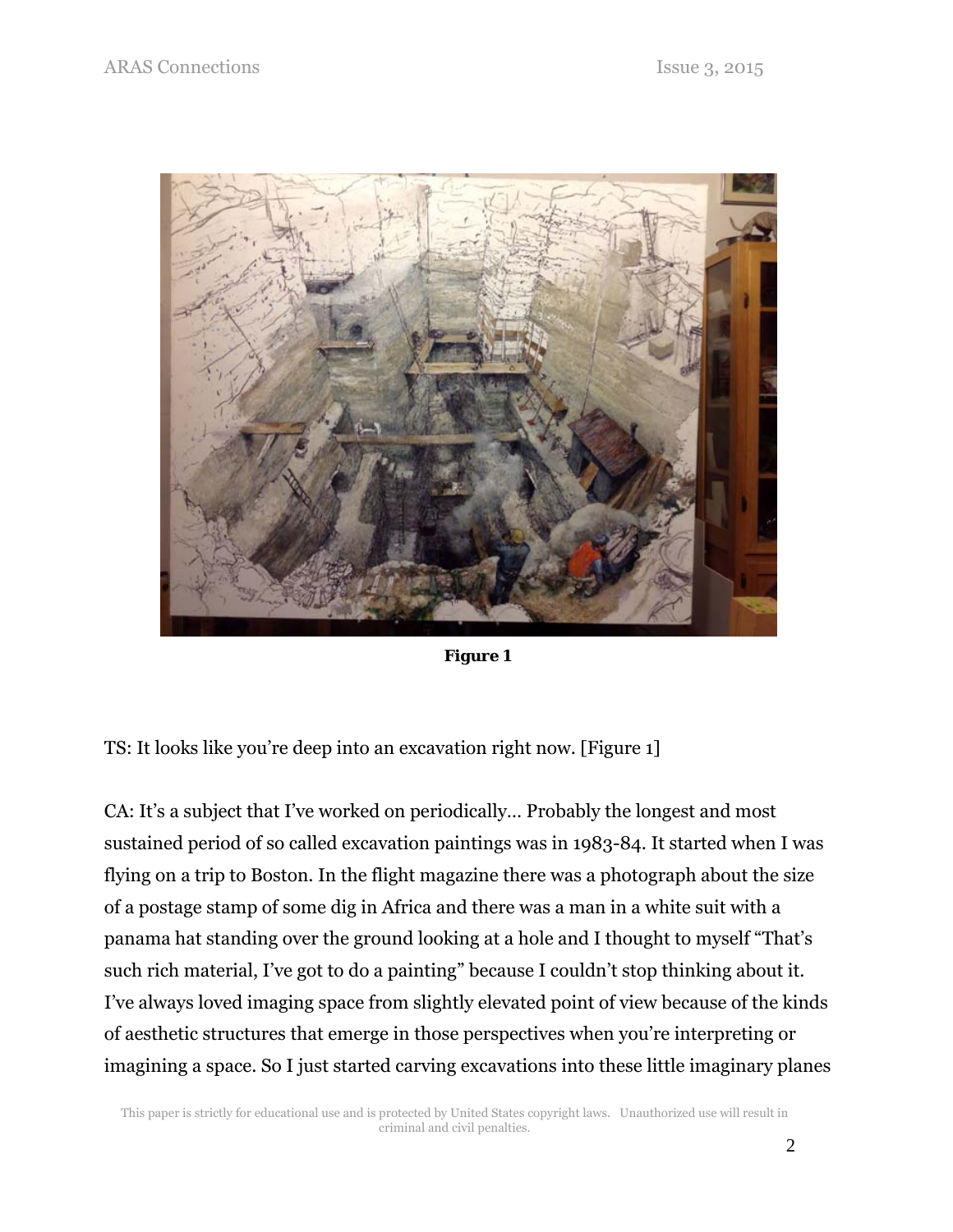**Figure 1**

TS: It looks like you're deep into an excavation right now. [Figure 1]

CA: It's a subject that I've worked on periodically… Probably the longest and most sustained period of so called excavation paintings was in 1983-84. It started when I was flying on a trip to Boston. In the flight magazine there was a photograph about the size of a postage stamp of some dig in Africa and there was a man in a white suit with a panama hat standing over the ground looking at a hole and I thought to myself "That's such rich material, I've got to do a painting" because I couldn't stop thinking about it. I've always loved imaging space from slightly elevated point of view because of the kinds of aesthetic structures that emerge in those perspectives when you're interpreting or imagining a space. So I just started carving excavations into these little imaginary planes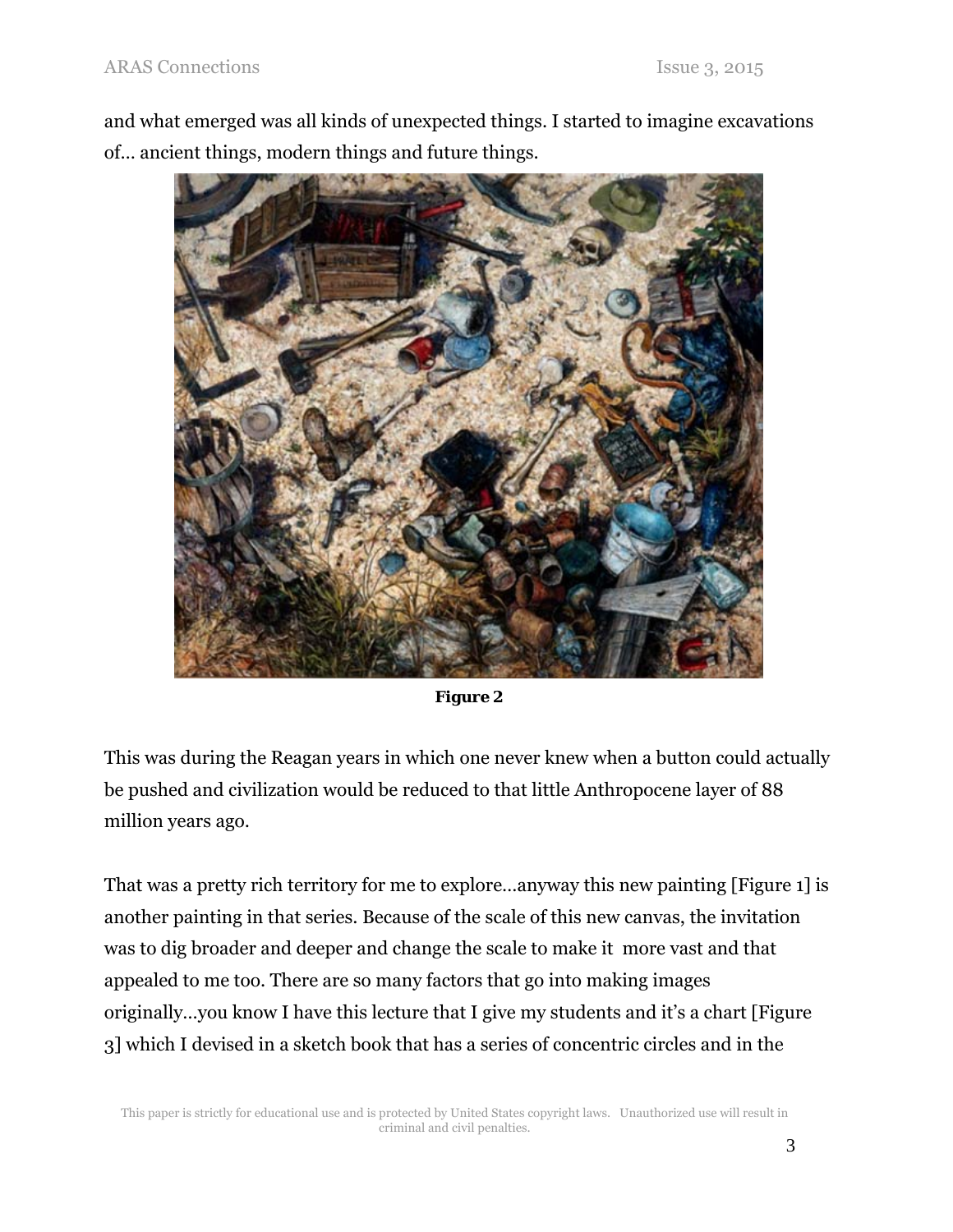and what emerged was all kinds of unexpected things. I started to imagine excavations of... ancient things, modern things and future things.

**Figure 2**

This was during the Reagan years in which one never knew when a button could actually be pushed and civilization would be reduced to that little Anthropocene layer of 88 million years ago.

That was a pretty rich territory for me to explore…anyway this new painting [Figure 1] is another painting in that series. Because of the scale of this new canvas, the invitation was to dig broader and deeper and change the scale to make it more vast and that appealed to me too. There are so many factors that go into making images originally…you know I have this lecture that I give my students and it's a chart [Figure 3] which I devised in a sketch book that has a series of concentric circles and in the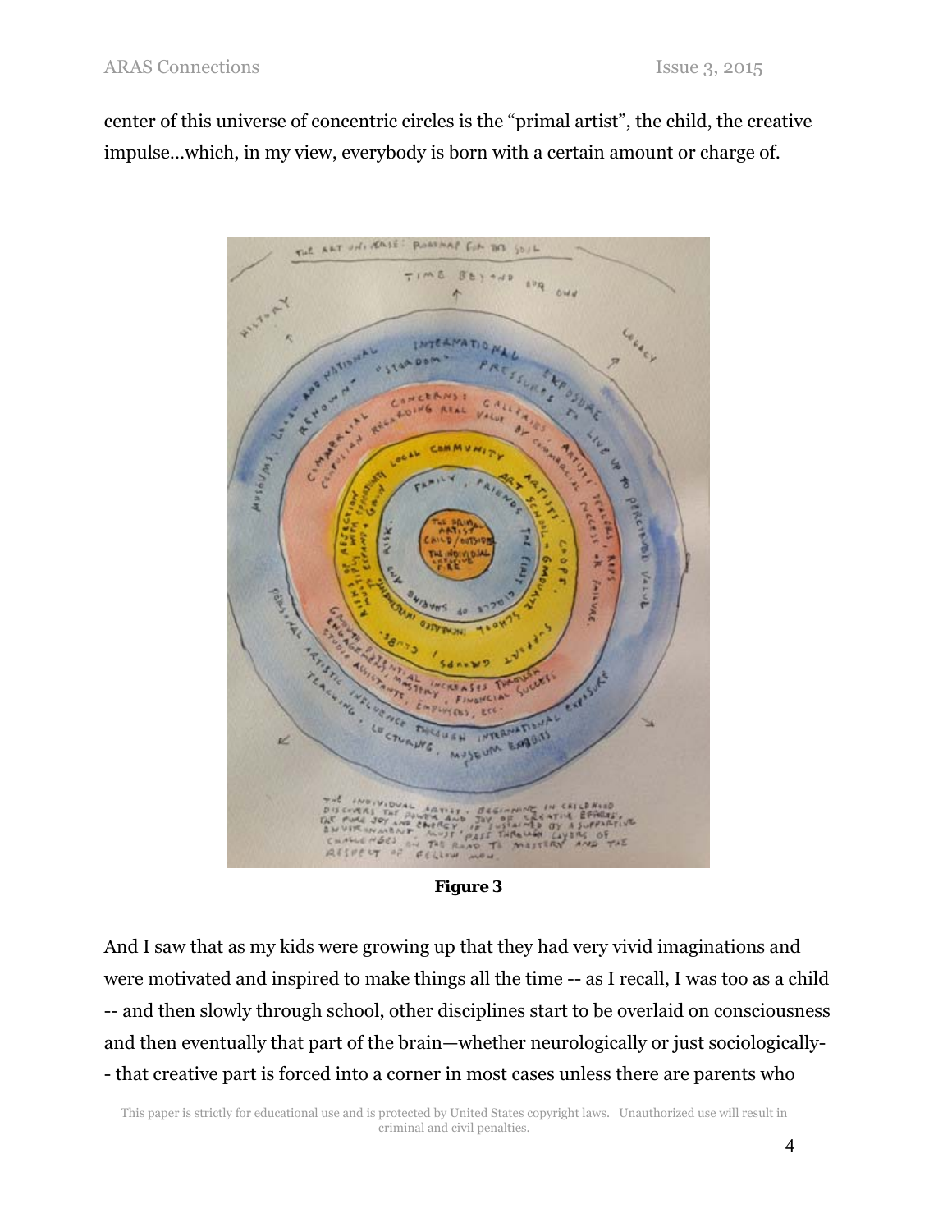center of this universe of concentric circles is the "primal artist", the child, the creative impulse…which, in my view, everybody is born with a certain amount or charge of.

**Figure 3**

And I saw that as my kids were growing up that they had very vivid imaginations and were motivated and inspired to make things all the time -- as I recall, I was too as a child -- and then slowly through school, other disciplines start to be overlaid on consciousness and then eventually that part of the brain—whether neurologically or just sociologically-- that creative part is forced into a corner in most cases unless there are parents who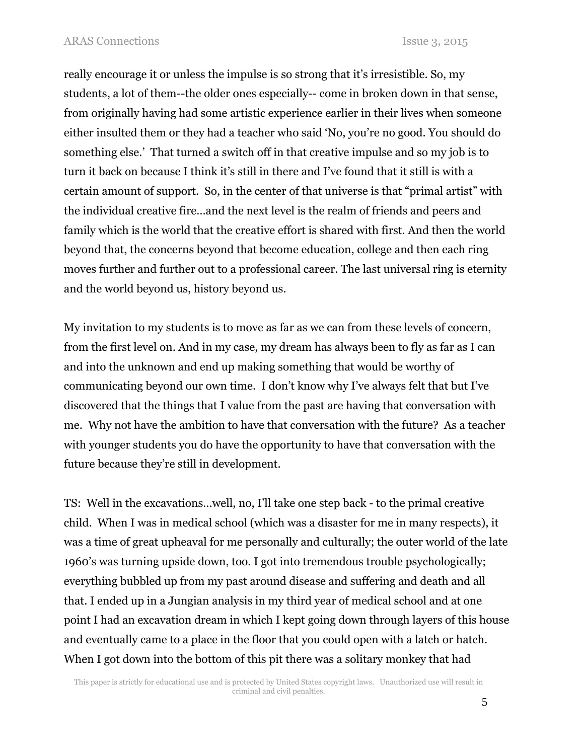really encourage it or unless the impulse is so strong that it's irresistible. So, my students, a lot of them--the older ones especially-- come in broken down in that sense, from originally having had some artistic experience earlier in their lives when someone either insulted them or they had a teacher who said 'No, you're no good. You should do something else.' That turned a switch off in that creative impulse and so my job is to turn it back on because I think it's still in there and I've found that it still is with a certain amount of support. So, in the center of that universe is that "primal artist" with the individual creative fire…and the next level is the realm of friends and peers and family which is the world that the creative effort is shared with first. And then the world beyond that, the concerns beyond that become education, college and then each ring moves further and further out to a professional career. The last universal ring is eternity and the world beyond us, history beyond us.

My invitation to my students is to move as far as we can from these levels of concern, from the first level on. And in my case, my dream has always been to fly as far as I can and into the unknown and end up making something that would be worthy of communicating beyond our own time. I don't know why I've always felt that but I've discovered that the things that I value from the past are having that conversation with me. Why not have the ambition to have that conversation with the future? As a teacher with younger students you do have the opportunity to have that conversation with the future because they're still in development.

TS: Well in the excavations…well, no, I'll take one step back - to the primal creative child. When I was in medical school (which was a disaster for me in many respects), it was a time of great upheaval for me personally and culturally; the outer world of the late 1960's was turning upside down, too. I got into tremendous trouble psychologically; everything bubbled up from my past around disease and suffering and death and all that. I ended up in a Jungian analysis in my third year of medical school and at one point I had an excavation dream in which I kept going down through layers of this house and eventually came to a place in the floor that you could open with a latch or hatch. When I got down into the bottom of this pit there was a solitary monkey that had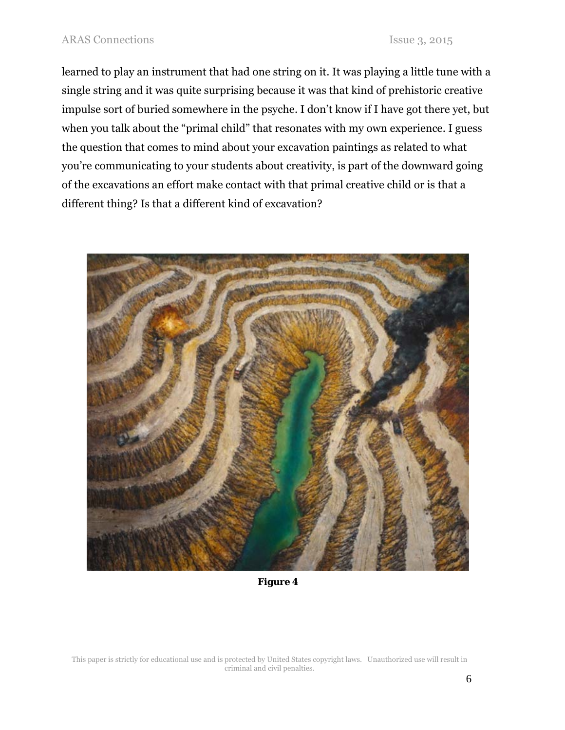learned to play an instrument that had one string on it. It was playing a little tune with a single string and it was quite surprising because it was that kind of prehistoric creative impulse sort of buried somewhere in the psyche. I don't know if I have got there yet, but when you talk about the "primal child" that resonates with my own experience. I guess the question that comes to mind about your excavation paintings as related to what you're communicating to your students about creativity, is part of the downward going of the excavations an effort make contact with that primal creative child or is that a different thing? Is that a different kind of excavation?

**Figure 4**

This paper is strictly for educational use and is protected by United States copyright laws. Unauthorized use will result in criminal and civil penalties.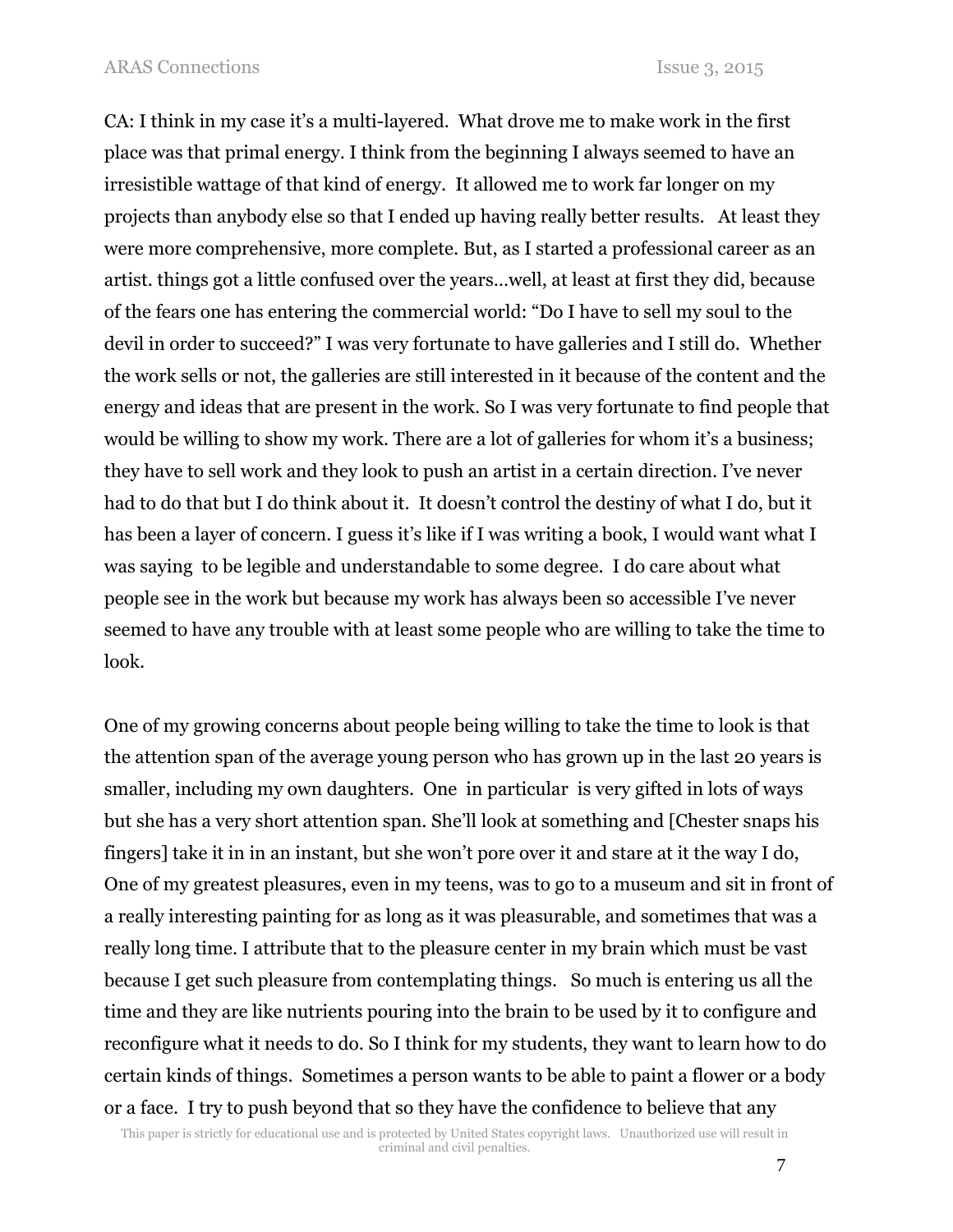CA: I think in my case it's a multi-layered. What drove me to make work in the first place was that primal energy. I think from the beginning I always seemed to have an irresistible wattage of that kind of energy. It allowed me to work far longer on my projects than anybody else so that I ended up having really better results. At least they were more comprehensive, more complete. But, as I started a professional career as an artist. things got a little confused over the years…well, at least at first they did, because of the fears one has entering the commercial world: "Do I have to sell my soul to the devil in order to succeed?" I was very fortunate to have galleries and I still do. Whether the work sells or not, the galleries are still interested in it because of the content and the energy and ideas that are present in the work. So I was very fortunate to find people that would be willing to show my work. There are a lot of galleries for whom it's a business; they have to sell work and they look to push an artist in a certain direction. I've never had to do that but I do think about it. It doesn't control the destiny of what I do, but it has been a layer of concern. I guess it's like if I was writing a book, I would want what I was saying to be legible and understandable to some degree. I do care about what people see in the work but because my work has always been so accessible I've never seemed to have any trouble with at least some people who are willing to take the time to look.

One of my growing concerns about people being willing to take the time to look is that the attention span of the average young person who has grown up in the last 20 years is smaller, including my own daughters. One in particular is very gifted in lots of ways but she has a very short attention span. She'll look at something and [Chester snaps his fingers] take it in in an instant, but she won't pore over it and stare at it the way I do, One of my greatest pleasures, even in my teens, was to go to a museum and sit in front of a really interesting painting for as long as it was pleasurable, and sometimes that was a really long time. I attribute that to the pleasure center in my brain which must be vast because I get such pleasure from contemplating things. So much is entering us all the time and they are like nutrients pouring into the brain to be used by it to configure and reconfigure what it needs to do. So I think for my students, they want to learn how to do certain kinds of things. Sometimes a person wants to be able to paint a flower or a body or a face. I try to push beyond that so they have the confidence to believe that any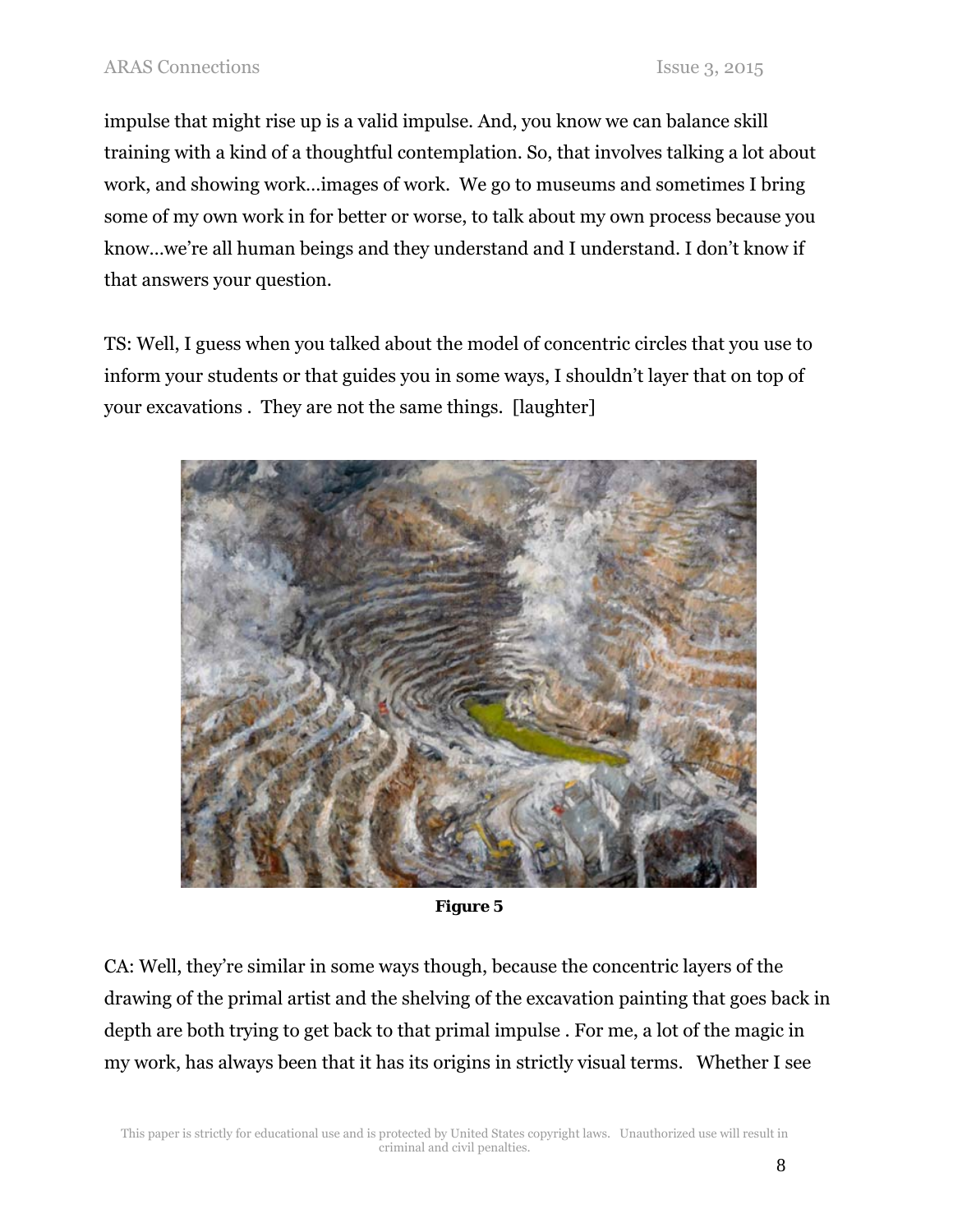impulse that might rise up is a valid impulse. And, you know we can balance skill training with a kind of a thoughtful contemplation. So, that involves talking a lot about work, and showing work…images of work. We go to museums and sometimes I bring some of my own work in for better or worse, to talk about my own process because you know…we're all human beings and they understand and I understand. I don't know if that answers your question.

TS: Well, I guess when you talked about the model of concentric circles that you use to inform your students or that guides you in some ways, I shouldn't layer that on top of your excavations . They are not the same things. [laughter]

**Figure 5**

CA: Well, they're similar in some ways though, because the concentric layers of the drawing of the primal artist and the shelving of the excavation painting that goes back in depth are both trying to get back to that primal impulse . For me, a lot of the magic in my work, has always been that it has its origins in strictly visual terms. Whether I see

This paper is strictly for educational use and is protected by United States copyright laws. Unauthorized use will result in criminal and civil penalties.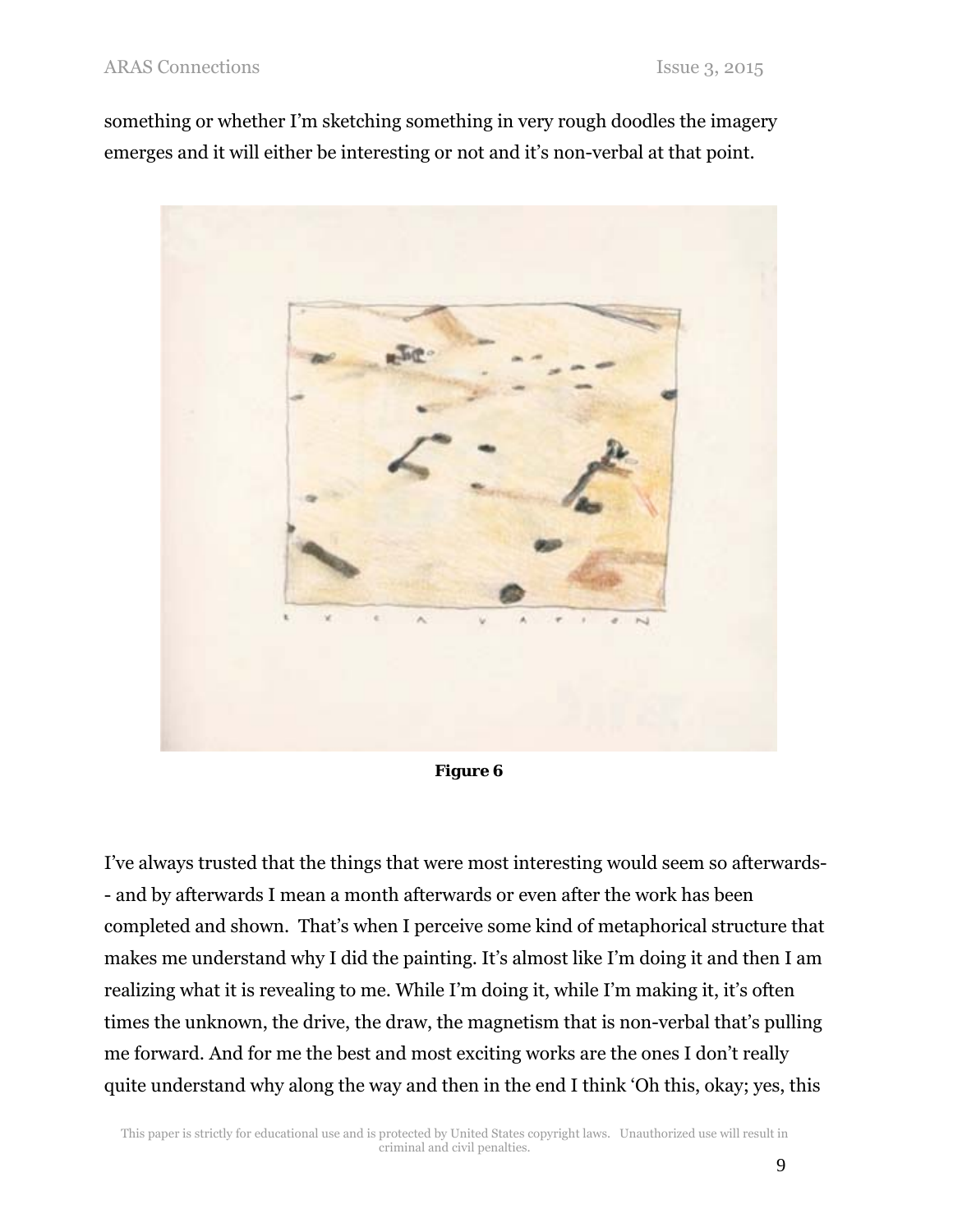something or whether I'm sketching something in very rough doodles the imagery emerges and it will either be interesting or not and it's non-verbal at that point.

**Figure 6**

I've always trusted that the things that were most interesting would seem so afterwards-- and by afterwards I mean a month afterwards or even after the work has been completed and shown. That's when I perceive some kind of metaphorical structure that makes me understand why I did the painting. It's almost like I'm doing it and then I am realizing what it is revealing to me. While I'm doing it, while I'm making it, it's often times the unknown, the drive, the draw, the magnetism that is non-verbal that's pulling me forward. And for me the best and most exciting works are the ones I don't really quite understand why along the way and then in the end I think 'Oh this, okay; yes, this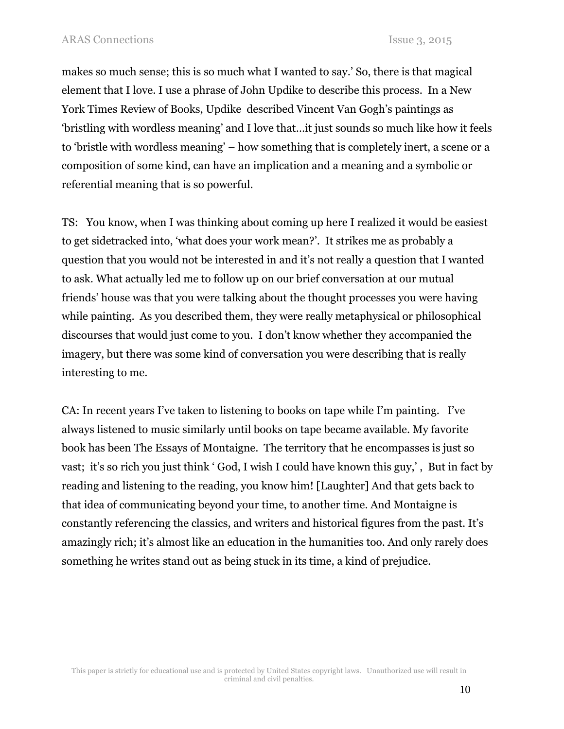makes so much sense; this is so much what I wanted to say.' So, there is that magical element that I love. I use a phrase of John Updike to describe this process. In a New York Times Review of Books, Updike described Vincent Van Gogh's paintings as 'bristling with wordless meaning' and I love that…it just sounds so much like how it feels to 'bristle with wordless meaning' – how something that is completely inert, a scene or a composition of some kind, can have an implication and a meaning and a symbolic or referential meaning that is so powerful.

TS: You know, when I was thinking about coming up here I realized it would be easiest to get sidetracked into, 'what does your work mean?'. It strikes me as probably a question that you would not be interested in and it's not really a question that I wanted to ask. What actually led me to follow up on our brief conversation at our mutual friends' house was that you were talking about the thought processes you were having while painting. As you described them, they were really metaphysical or philosophical discourses that would just come to you. I don't know whether they accompanied the imagery, but there was some kind of conversation you were describing that is really interesting to me.

CA: In recent years I've taken to listening to books on tape while I'm painting. I've always listened to music similarly until books on tape became available. My favorite book has been The Essays of Montaigne. The territory that he encompasses is just so vast; it's so rich you just think ' God, I wish I could have known this guy,' , But in fact by reading and listening to the reading, you know him! [Laughter] And that gets back to that idea of communicating beyond your time, to another time. And Montaigne is constantly referencing the classics, and writers and historical figures from the past. It's amazingly rich; it's almost like an education in the humanities too. And only rarely does something he writes stand out as being stuck in its time, a kind of prejudice.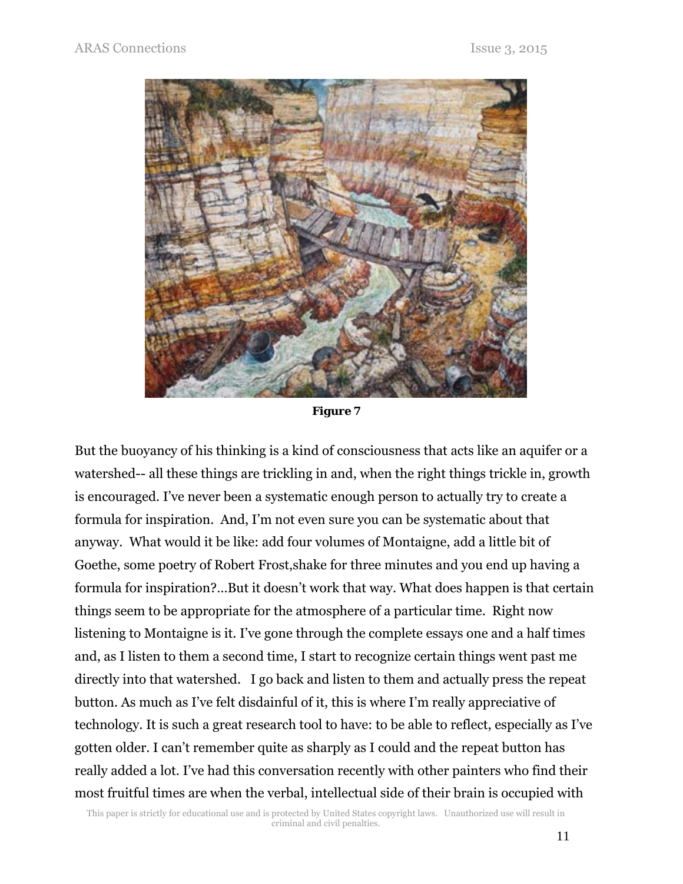**Figure 7**

But the buoyancy of his thinking is a kind of consciousness that acts like an aquifer or a watershed-- all these things are trickling in and, when the right things trickle in, growth is encouraged. I've never been a systematic enough person to actually try to create a formula for inspiration. And, I'm not even sure you can be systematic about that anyway. What would it be like: add four volumes of Montaigne, add a little bit of Goethe, some poetry of Robert Frost,shake for three minutes and you end up having a formula for inspiration?...But it doesn't work that way. What does happen is that certain things seem to be appropriate for the atmosphere of a particular time. Right now listening to Montaigne is it. I've gone through the complete essays one and a half times and, as I listen to them a second time, I start to recognize certain things went past me directly into that watershed. I go back and listen to them and actually press the repeat button. As much as I've felt disdainful of it, this is where I'm really appreciative of technology. It is such a great research tool to have: to be able to reflect, especially as I've gotten older. I can't remember quite as sharply as I could and the repeat button has really added a lot. I've had this conversation recently with other painters who find their most fruitful times are when the verbal, intellectual side of their brain is occupied with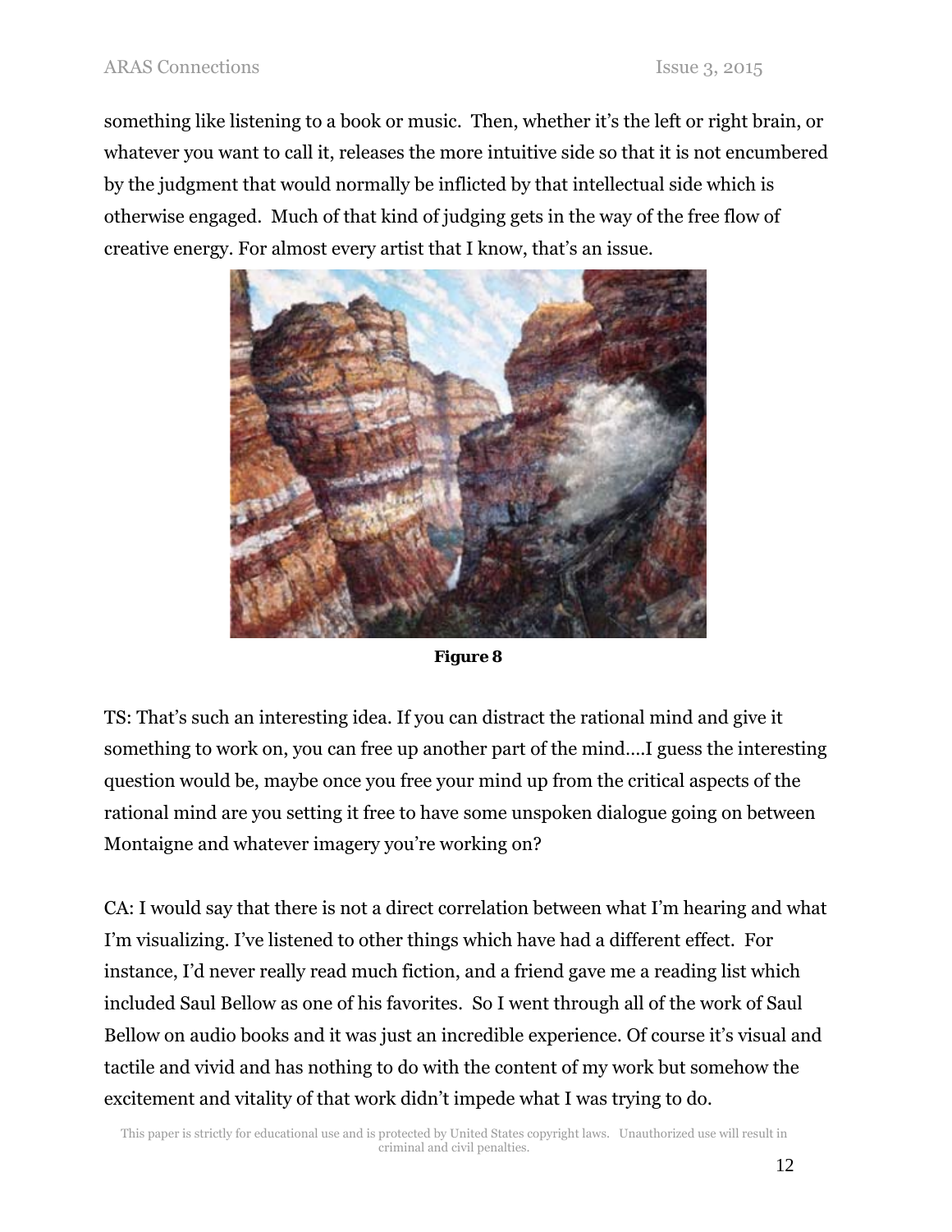something like listening to a book or music. Then, whether it's the left or right brain, or whatever you want to call it, releases the more intuitive side so that it is not encumbered by the judgment that would normally be inflicted by that intellectual side which is otherwise engaged. Much of that kind of judging gets in the way of the free flow of creative energy. For almost every artist that I know, that's an issue.

**Figure 8**

TS: That's such an interesting idea. If you can distract the rational mind and give it something to work on, you can free up another part of the mind….I guess the interesting question would be, maybe once you free your mind up from the critical aspects of the rational mind are you setting it free to have some unspoken dialogue going on between Montaigne and whatever imagery you're working on?

CA: I would say that there is not a direct correlation between what I'm hearing and what I'm visualizing. I've listened to other things which have had a different effect. For instance, I'd never really read much fiction, and a friend gave me a reading list which included Saul Bellow as one of his favorites. So I went through all of the work of Saul Bellow on audio books and it was just an incredible experience. Of course it's visual and tactile and vivid and has nothing to do with the content of my work but somehow the excitement and vitality of that work didn't impede what I was trying to do.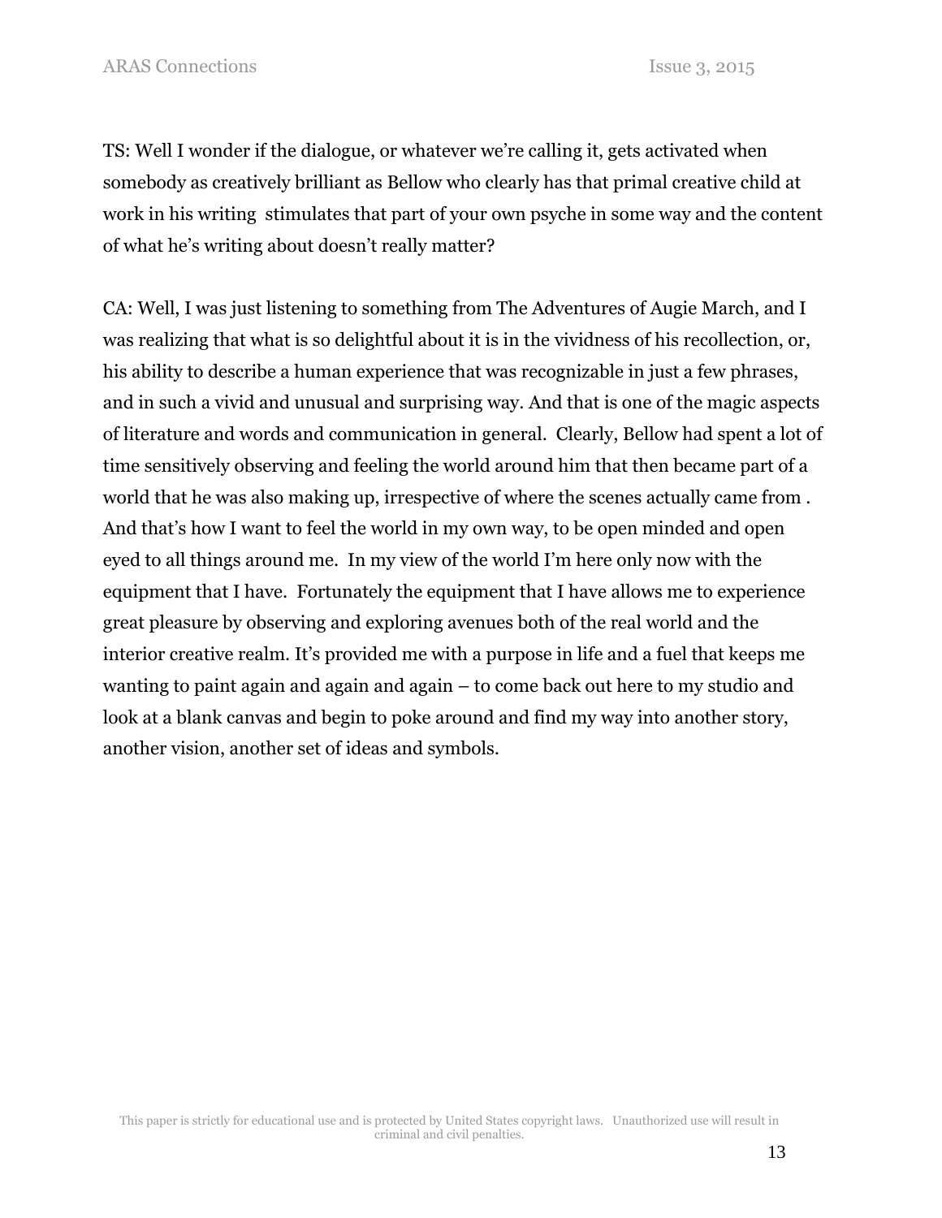TS: Well I wonder if the dialogue, or whatever we're calling it, gets activated when somebody as creatively brilliant as Bellow who clearly has that primal creative child at work in his writing  stimulates that part of your own psyche in some way and the content of what he's writing about doesn't really matter?

CA: Well, I was just listening to something from The Adventures of Augie March, and I was realizing that what is so delightful about it is in the vividness of his recollection, or, his ability to describe a human experience that was recognizable in just a few phrases, and in such a vivid and unusual and surprising way. And that is one of the magic aspects of literature and words and communication in general.  Clearly, Bellow had spent a lot of time sensitively observing and feeling the world around him that then became part of a world that he was also making up, irrespective of where the scenes actually came from . And that's how I want to feel the world in my own way, to be open minded and open eyed to all things around me.  In my view of the world I'm here only now with the equipment that I have.  Fortunately the equipment that I have allows me to experience great pleasure by observing and exploring avenues both of the real world and the interior creative realm. It's provided me with a purpose in life and a fuel that keeps me wanting to paint again and again and again – to come back out here to my studio and look at a blank canvas and begin to poke around and find my way into another story, another vision, another set of ideas and symbols.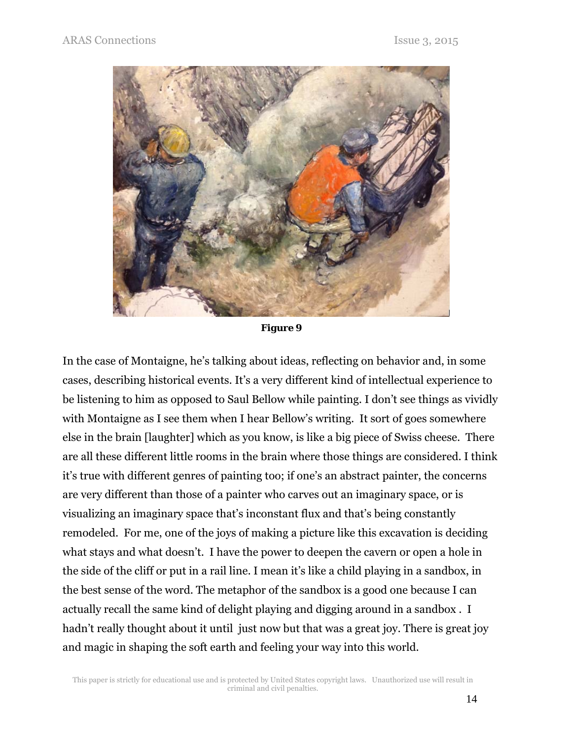**Figure 9**

In the case of Montaigne, he's talking about ideas, reflecting on behavior and, in some cases, describing historical events. It's a very different kind of intellectual experience to be listening to him as opposed to Saul Bellow while painting. I don't see things as vividly with Montaigne as I see them when I hear Bellow's writing. It sort of goes somewhere else in the brain [laughter] which as you know, is like a big piece of Swiss cheese. There are all these different little rooms in the brain where those things are considered. I think it's true with different genres of painting too; if one's an abstract painter, the concerns are very different than those of a painter who carves out an imaginary space, or is visualizing an imaginary space that's inconstant flux and that's being constantly remodeled. For me, one of the joys of making a picture like this excavation is deciding what stays and what doesn't. I have the power to deepen the cavern or open a hole in the side of the cliff or put in a rail line. I mean it's like a child playing in a sandbox, in the best sense of the word. The metaphor of the sandbox is a good one because I can actually recall the same kind of delight playing and digging around in a sandbox . I hadn't really thought about it until just now but that was a great joy. There is great joy and magic in shaping the soft earth and feeling your way into this world.

This paper is strictly for educational use and is protected by United States copyright laws. Unauthorized use will result in criminal and civil penalties.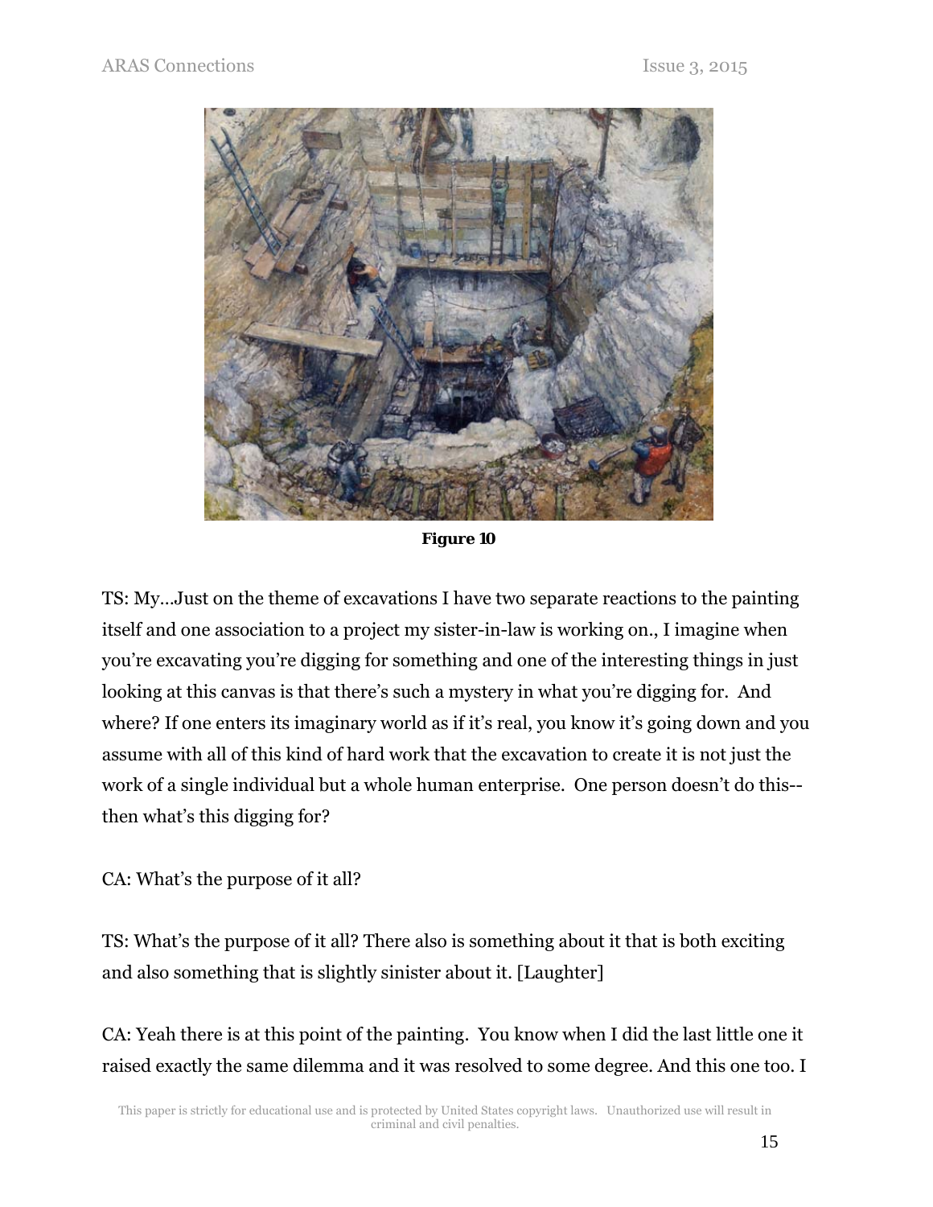**Figure 10**

TS: My…Just on the theme of excavations I have two separate reactions to the painting itself and one association to a project my sister-in-law is working on., I imagine when you're excavating you're digging for something and one of the interesting things in just looking at this canvas is that there's such a mystery in what you're digging for. And where? If one enters its imaginary world as if it's real, you know it's going down and you assume with all of this kind of hard work that the excavation to create it is not just the work of a single individual but a whole human enterprise. One person doesn't do this--then what's this digging for?

CA: What's the purpose of it all?

TS: What's the purpose of it all? There also is something about it that is both exciting and also something that is slightly sinister about it. [Laughter]

CA: Yeah there is at this point of the painting. You know when I did the last little one it raised exactly the same dilemma and it was resolved to some degree. And this one too. I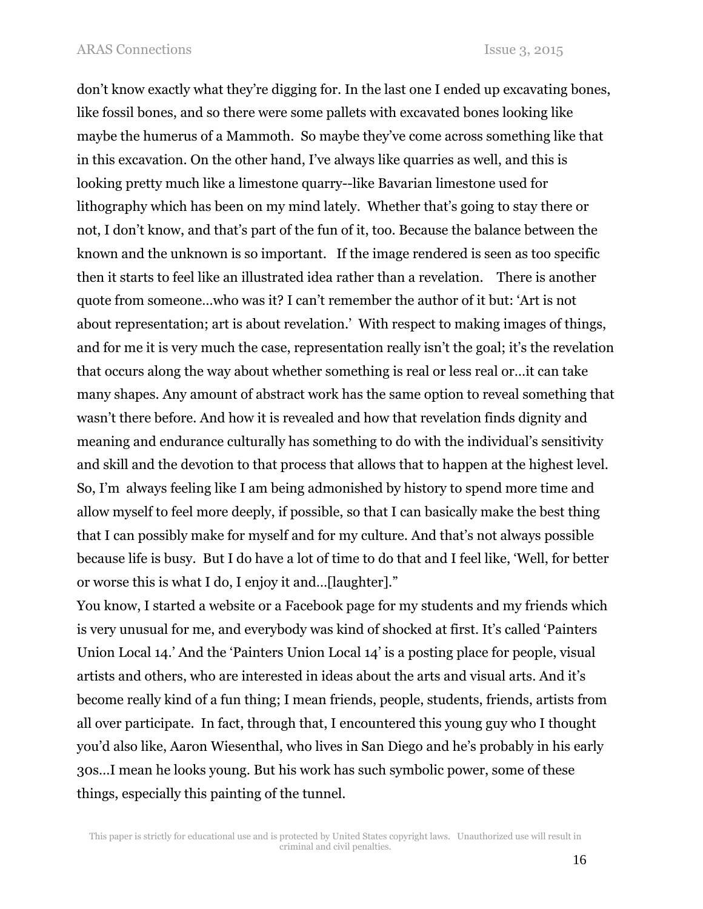don't know exactly what they're digging for. In the last one I ended up excavating bones, like fossil bones, and so there were some pallets with excavated bones looking like maybe the humerus of a Mammoth. So maybe they've come across something like that in this excavation. On the other hand, I've always like quarries as well, and this is looking pretty much like a limestone quarry--like Bavarian limestone used for lithography which has been on my mind lately. Whether that's going to stay there or not, I don't know, and that's part of the fun of it, too. Because the balance between the known and the unknown is so important. If the image rendered is seen as too specific then it starts to feel like an illustrated idea rather than a revelation. There is another quote from someone…who was it? I can't remember the author of it but: 'Art is not about representation; art is about revelation.' With respect to making images of things, and for me it is very much the case, representation really isn't the goal; it's the revelation that occurs along the way about whether something is real or less real or…it can take many shapes. Any amount of abstract work has the same option to reveal something that wasn't there before. And how it is revealed and how that revelation finds dignity and meaning and endurance culturally has something to do with the individual's sensitivity and skill and the devotion to that process that allows that to happen at the highest level. So, I'm always feeling like I am being admonished by history to spend more time and allow myself to feel more deeply, if possible, so that I can basically make the best thing that I can possibly make for myself and for my culture. And that's not always possible because life is busy. But I do have a lot of time to do that and I feel like, 'Well, for better or worse this is what I do, I enjoy it and…[laughter]."

You know, I started a website or a Facebook page for my students and my friends which is very unusual for me, and everybody was kind of shocked at first. It's called 'Painters Union Local 14.' And the 'Painters Union Local 14' is a posting place for people, visual artists and others, who are interested in ideas about the arts and visual arts. And it's become really kind of a fun thing; I mean friends, people, students, friends, artists from all over participate. In fact, through that, I encountered this young guy who I thought you'd also like, Aaron Wiesenthal, who lives in San Diego and he's probably in his early 30s…I mean he looks young. But his work has such symbolic power, some of these things, especially this painting of the tunnel.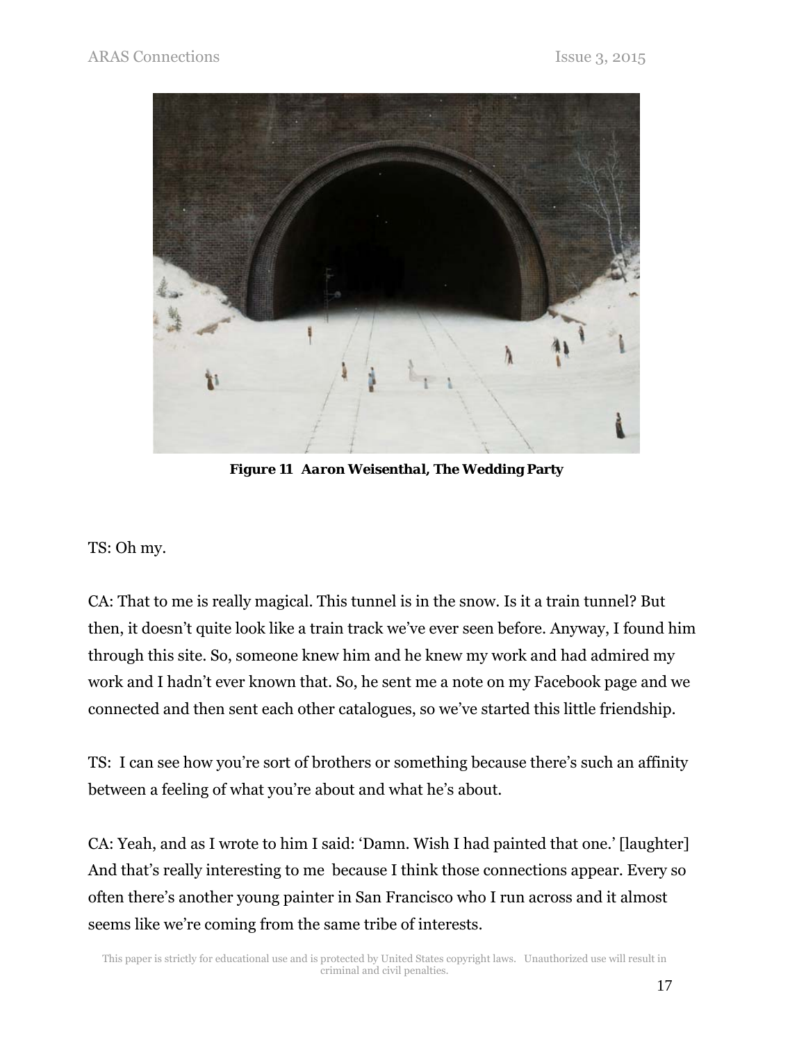**_Figure 11 Aaron Weisenthal, The Wedding Party_**

TS: Oh my.

CA: That to me is really magical. This tunnel is in the snow. Is it a train tunnel? But then, it doesn't quite look like a train track we've ever seen before. Anyway, I found him through this site. So, someone knew him and he knew my work and had admired my work and I hadn't ever known that. So, he sent me a note on my Facebook page and we connected and then sent each other catalogues, so we've started this little friendship.

TS: I can see how you're sort of brothers or something because there's such an affinity between a feeling of what you're about and what he's about.

CA: Yeah, and as I wrote to him I said: 'Damn. Wish I had painted that one.' [laughter] And that's really interesting to me because I think those connections appear. Every so often there's another young painter in San Francisco who I run across and it almost seems like we're coming from the same tribe of interests.

This paper is strictly for educational use and is protected by United States copyright laws. Unauthorized use will result in criminal and civil penalties.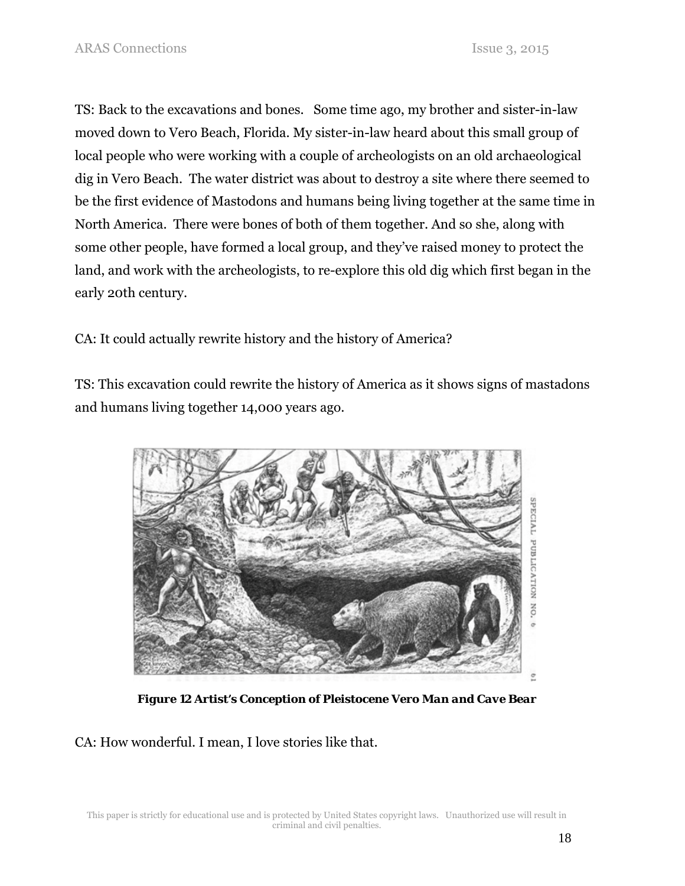TS: Back to the excavations and bones.  Some time ago, my brother and sister-in-law moved down to Vero Beach, Florida. My sister-in-law heard about this small group of local people who were working with a couple of archeologists on an old archaeological dig in Vero Beach.  The water district was about to destroy a site where there seemed to be the first evidence of Mastodons and humans being living together at the same time in North America.  There were bones of both of them together. And so she, along with some other people, have formed a local group, and they've raised money to protect the land, and work with the archeologists, to re-explore this old dig which first began in the early 20th century.

CA: It could actually rewrite history and the history of America?

TS: This excavation could rewrite the history of America as it shows signs of mastadons and humans living together 14,000 years ago.

**Figure 12 Artist's Conception of Pleistocene Vero Man and Cave Bear**

CA: How wonderful. I mean, I love stories like that.

This paper is strictly for educational use and is protected by United States copyright laws.   Unauthorized use will result in criminal and civil penalties.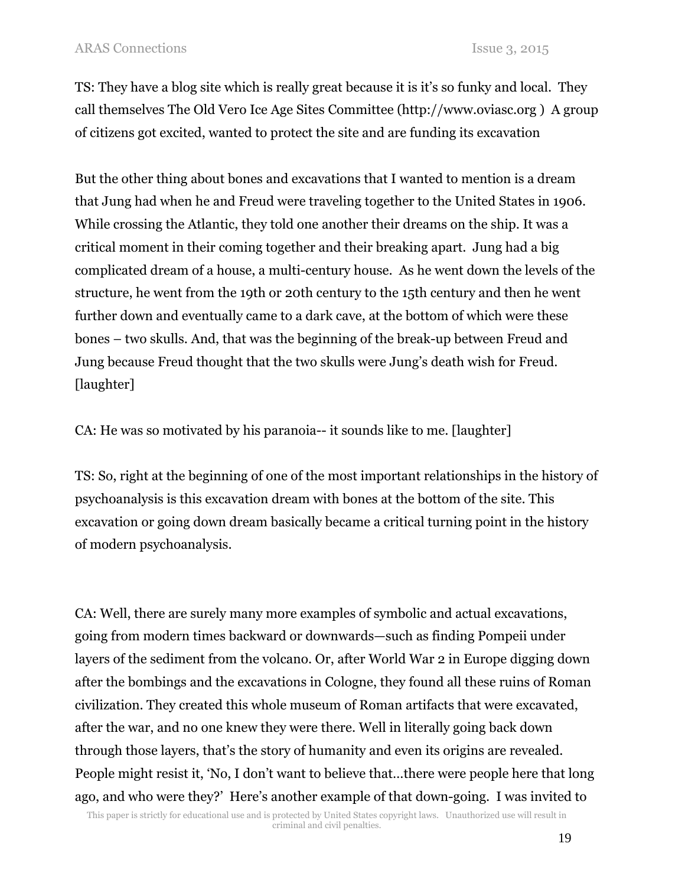TS: They have a blog site which is really great because it is it's so funky and local. They call themselves The Old Vero Ice Age Sites Committee (http://www.oviasc.org ) A group of citizens got excited, wanted to protect the site and are funding its excavation

But the other thing about bones and excavations that I wanted to mention is a dream that Jung had when he and Freud were traveling together to the United States in 1906. While crossing the Atlantic, they told one another their dreams on the ship. It was a critical moment in their coming together and their breaking apart. Jung had a big complicated dream of a house, a multi-century house. As he went down the levels of the structure, he went from the 19th or 20th century to the 15th century and then he went further down and eventually came to a dark cave, at the bottom of which were these bones – two skulls. And, that was the beginning of the break-up between Freud and Jung because Freud thought that the two skulls were Jung's death wish for Freud. [laughter]

CA: He was so motivated by his paranoia-- it sounds like to me. [laughter]

TS: So, right at the beginning of one of the most important relationships in the history of psychoanalysis is this excavation dream with bones at the bottom of the site. This excavation or going down dream basically became a critical turning point in the history of modern psychoanalysis.

CA: Well, there are surely many more examples of symbolic and actual excavations, going from modern times backward or downwards—such as finding Pompeii under layers of the sediment from the volcano. Or, after World War 2 in Europe digging down after the bombings and the excavations in Cologne, they found all these ruins of Roman civilization. They created this whole museum of Roman artifacts that were excavated, after the war, and no one knew they were there. Well in literally going back down through those layers, that's the story of humanity and even its origins are revealed. People might resist it, 'No, I don't want to believe that…there were people here that long ago, and who were they?' Here's another example of that down-going. I was invited to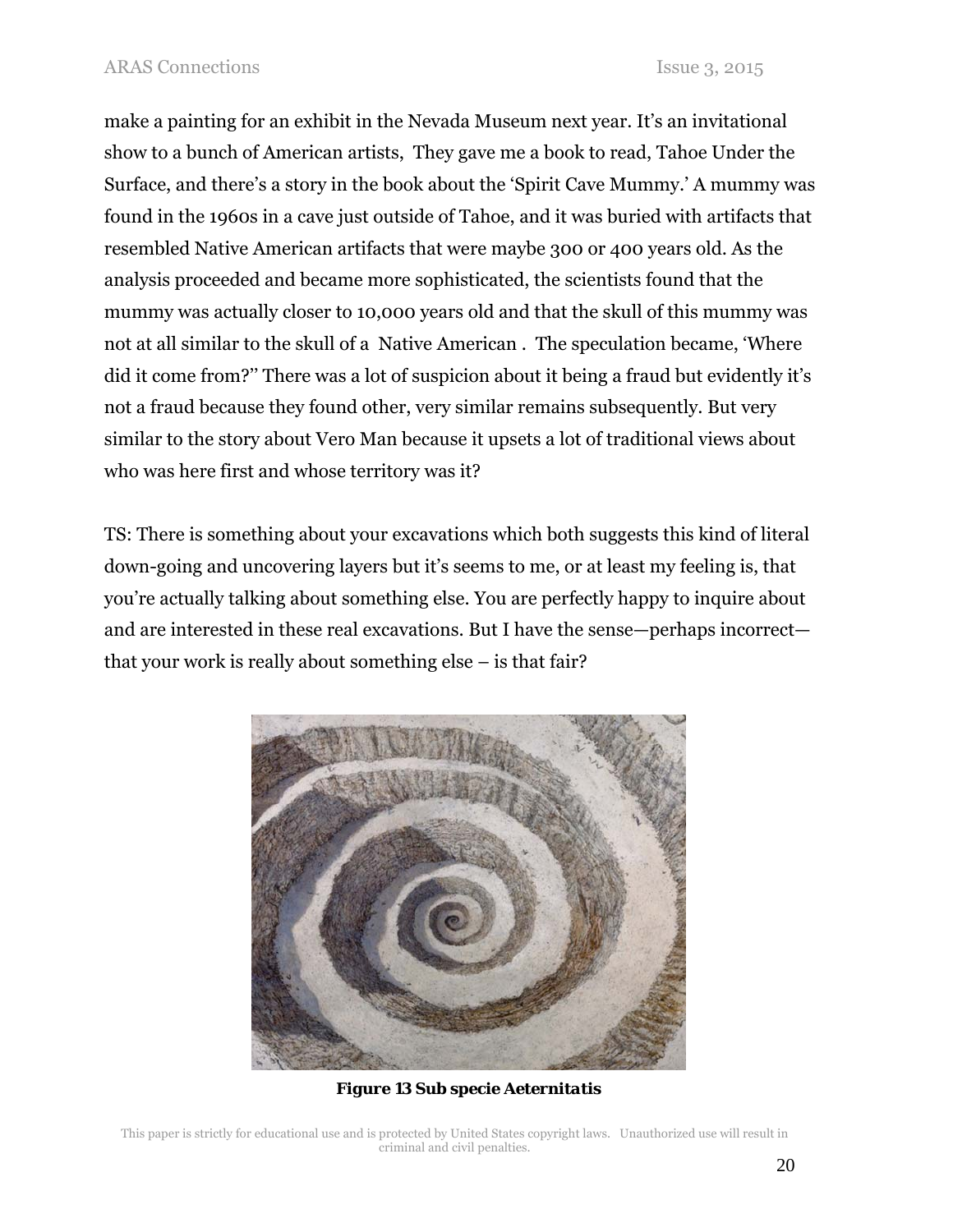make a painting for an exhibit in the Nevada Museum next year. It's an invitational show to a bunch of American artists, They gave me a book to read, Tahoe Under the Surface, and there's a story in the book about the 'Spirit Cave Mummy.' A mummy was found in the 1960s in a cave just outside of Tahoe, and it was buried with artifacts that resembled Native American artifacts that were maybe 300 or 400 years old. As the analysis proceeded and became more sophisticated, the scientists found that the mummy was actually closer to 10,000 years old and that the skull of this mummy was not at all similar to the skull of a Native American . The speculation became, 'Where did it come from?'' There was a lot of suspicion about it being a fraud but evidently it's not a fraud because they found other, very similar remains subsequently. But very similar to the story about Vero Man because it upsets a lot of traditional views about who was here first and whose territory was it?

TS: There is something about your excavations which both suggests this kind of literal down-going and uncovering layers but it's seems to me, or at least my feeling is, that you're actually talking about something else. You are perfectly happy to inquire about and are interested in these real excavations. But I have the sense—perhaps incorrect— that your work is really about something else – is that fair?

***Figure 13 Sub specie Aeternitatis***

This paper is strictly for educational use and is protected by United States copyright laws. Unauthorized use will result in criminal and civil penalties.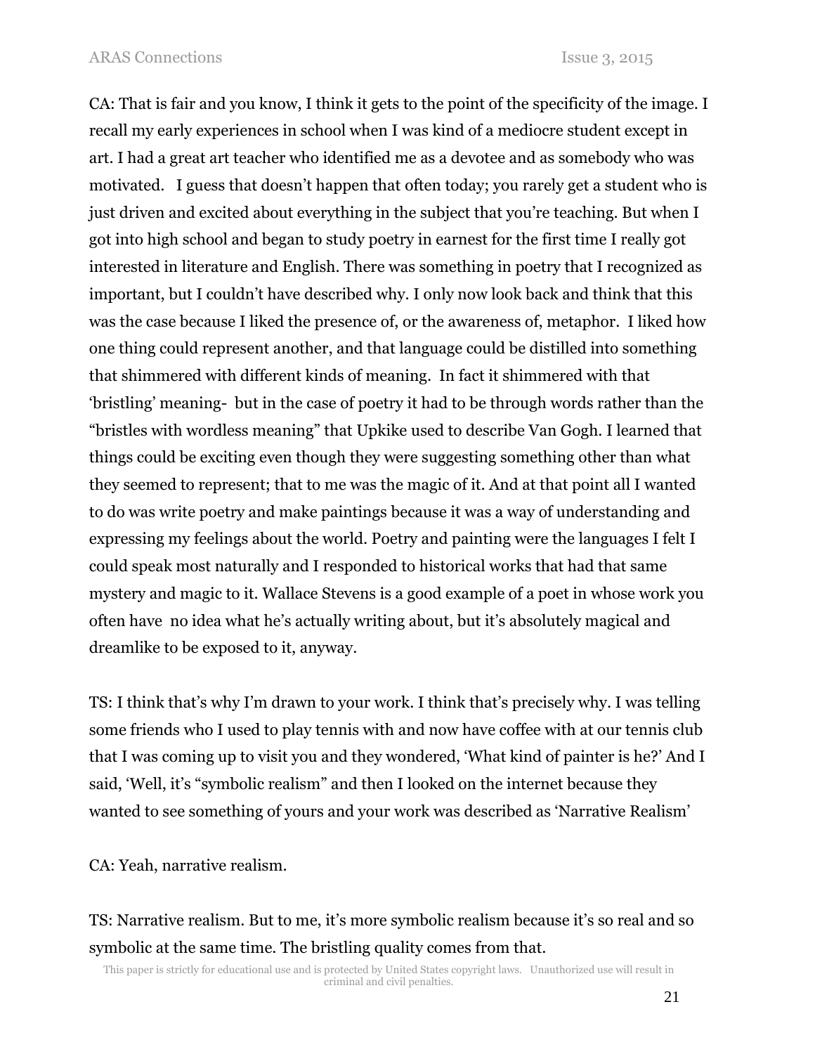CA: That is fair and you know, I think it gets to the point of the specificity of the image. I recall my early experiences in school when I was kind of a mediocre student except in art. I had a great art teacher who identified me as a devotee and as somebody who was motivated. I guess that doesn't happen that often today; you rarely get a student who is just driven and excited about everything in the subject that you're teaching. But when I got into high school and began to study poetry in earnest for the first time I really got interested in literature and English. There was something in poetry that I recognized as important, but I couldn't have described why. I only now look back and think that this was the case because I liked the presence of, or the awareness of, metaphor. I liked how one thing could represent another, and that language could be distilled into something that shimmered with different kinds of meaning. In fact it shimmered with that 'bristling' meaning- but in the case of poetry it had to be through words rather than the "bristles with wordless meaning" that Upkike used to describe Van Gogh. I learned that things could be exciting even though they were suggesting something other than what they seemed to represent; that to me was the magic of it. And at that point all I wanted to do was write poetry and make paintings because it was a way of understanding and expressing my feelings about the world. Poetry and painting were the languages I felt I could speak most naturally and I responded to historical works that had that same mystery and magic to it. Wallace Stevens is a good example of a poet in whose work you often have no idea what he's actually writing about, but it's absolutely magical and dreamlike to be exposed to it, anyway.

TS: I think that's why I'm drawn to your work. I think that's precisely why. I was telling some friends who I used to play tennis with and now have coffee with at our tennis club that I was coming up to visit you and they wondered, 'What kind of painter is he?' And I said, 'Well, it's "symbolic realism" and then I looked on the internet because they wanted to see something of yours and your work was described as 'Narrative Realism'

CA: Yeah, narrative realism.

TS: Narrative realism. But to me, it's more symbolic realism because it's so real and so symbolic at the same time. The bristling quality comes from that.

This paper is strictly for educational use and is protected by United States copyright laws. Unauthorized use will result in criminal and civil penalties.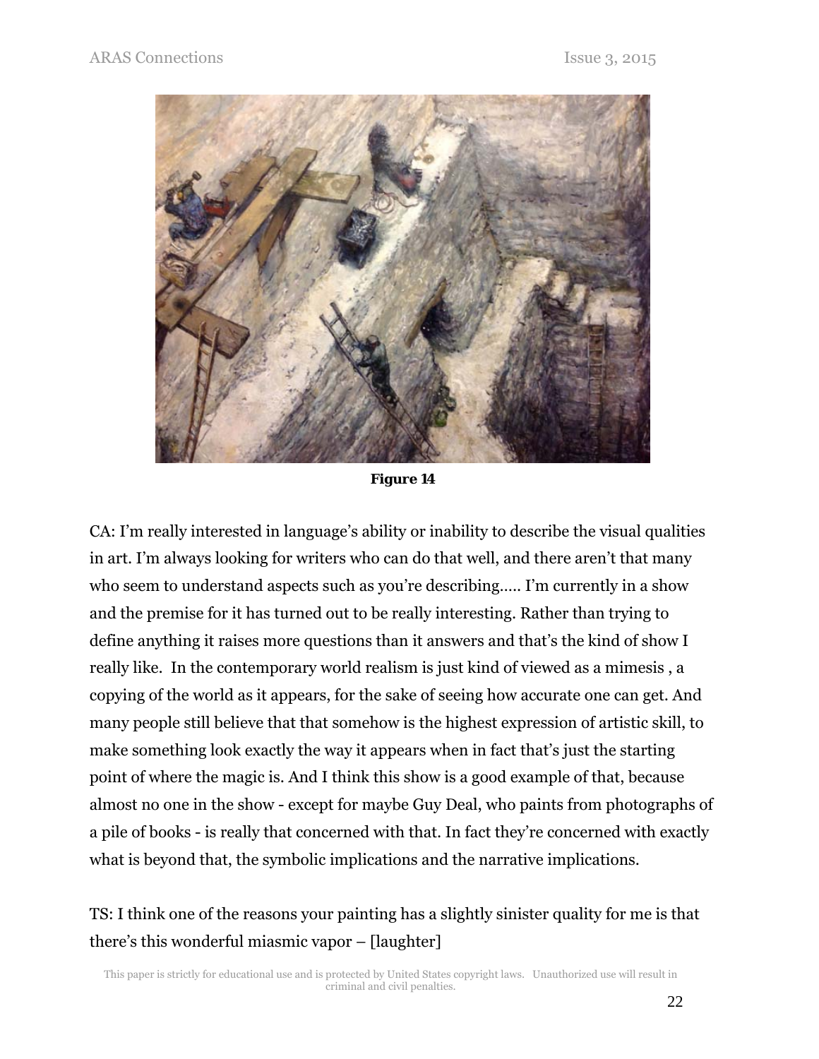**Figure 14**

CA: I'm really interested in language's ability or inability to describe the visual qualities in art. I'm always looking for writers who can do that well, and there aren't that many who seem to understand aspects such as you're describing….. I'm currently in a show and the premise for it has turned out to be really interesting. Rather than trying to define anything it raises more questions than it answers and that's the kind of show I really like. In the contemporary world realism is just kind of viewed as a mimesis , a copying of the world as it appears, for the sake of seeing how accurate one can get. And many people still believe that that somehow is the highest expression of artistic skill, to make something look exactly the way it appears when in fact that's just the starting point of where the magic is. And I think this show is a good example of that, because almost no one in the show - except for maybe Guy Deal, who paints from photographs of a pile of books - is really that concerned with that. In fact they're concerned with exactly what is beyond that, the symbolic implications and the narrative implications.

TS: I think one of the reasons your painting has a slightly sinister quality for me is that there's this wonderful miasmic vapor – [laughter]

This paper is strictly for educational use and is protected by United States copyright laws. Unauthorized use will result in criminal and civil penalties.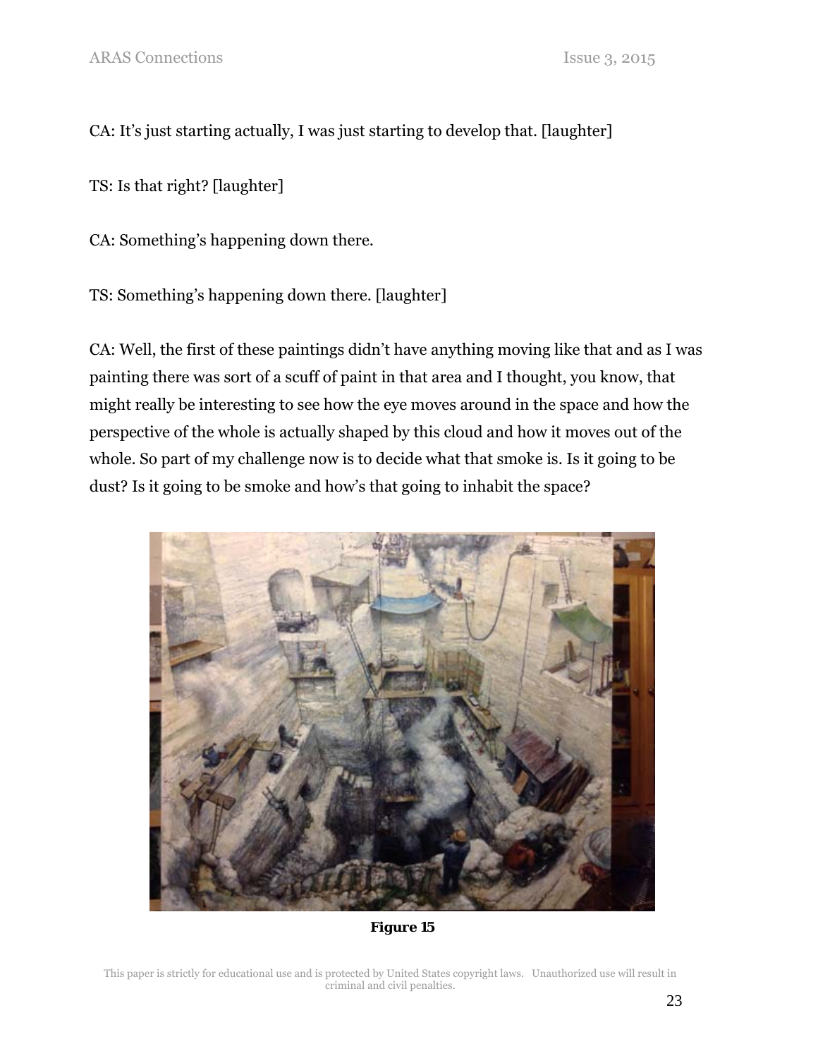CA: It's just starting actually, I was just starting to develop that. [laughter]

TS: Is that right? [laughter]

CA: Something's happening down there.

TS: Something's happening down there. [laughter]

CA: Well, the first of these paintings didn't have anything moving like that and as I was painting there was sort of a scuff of paint in that area and I thought, you know, that might really be interesting to see how the eye moves around in the space and how the perspective of the whole is actually shaped by this cloud and how it moves out of the whole. So part of my challenge now is to decide what that smoke is. Is it going to be dust? Is it going to be smoke and how's that going to inhabit the space?

**Figure 15**

This paper is strictly for educational use and is protected by United States copyright laws. Unauthorized use will result in criminal and civil penalties.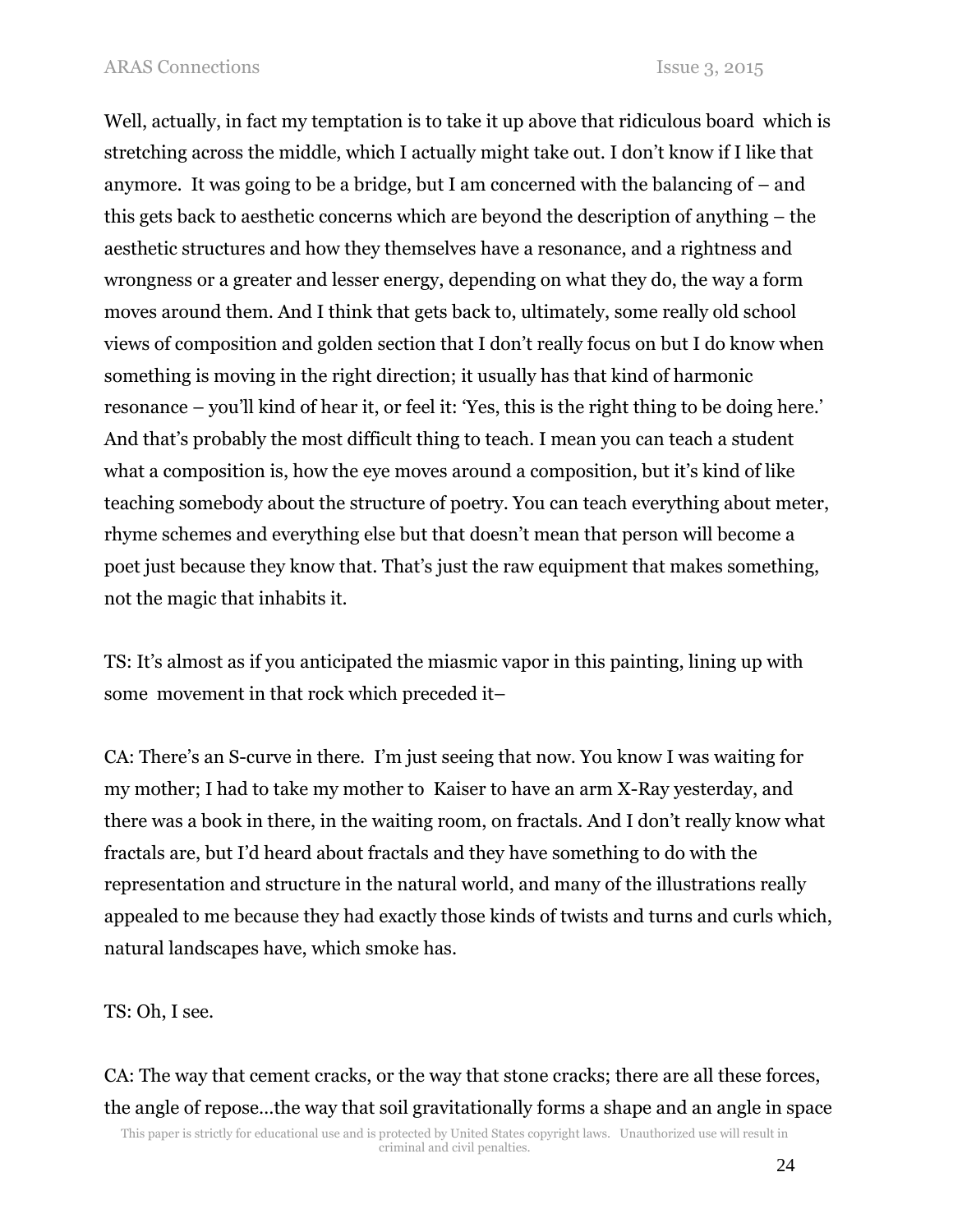Well, actually, in fact my temptation is to take it up above that ridiculous board which is stretching across the middle, which I actually might take out. I don't know if I like that anymore. It was going to be a bridge, but I am concerned with the balancing of – and this gets back to aesthetic concerns which are beyond the description of anything – the aesthetic structures and how they themselves have a resonance, and a rightness and wrongness or a greater and lesser energy, depending on what they do, the way a form moves around them. And I think that gets back to, ultimately, some really old school views of composition and golden section that I don't really focus on but I do know when something is moving in the right direction; it usually has that kind of harmonic resonance – you'll kind of hear it, or feel it: 'Yes, this is the right thing to be doing here.' And that's probably the most difficult thing to teach. I mean you can teach a student what a composition is, how the eye moves around a composition, but it's kind of like teaching somebody about the structure of poetry. You can teach everything about meter, rhyme schemes and everything else but that doesn't mean that person will become a poet just because they know that. That's just the raw equipment that makes something, not the magic that inhabits it.

TS: It's almost as if you anticipated the miasmic vapor in this painting, lining up with some movement in that rock which preceded it–

CA: There's an S-curve in there. I'm just seeing that now. You know I was waiting for my mother; I had to take my mother to Kaiser to have an arm X-Ray yesterday, and there was a book in there, in the waiting room, on fractals. And I don't really know what fractals are, but I'd heard about fractals and they have something to do with the representation and structure in the natural world, and many of the illustrations really appealed to me because they had exactly those kinds of twists and turns and curls which, natural landscapes have, which smoke has.

TS: Oh, I see.

CA: The way that cement cracks, or the way that stone cracks; there are all these forces, the angle of repose…the way that soil gravitationally forms a shape and an angle in space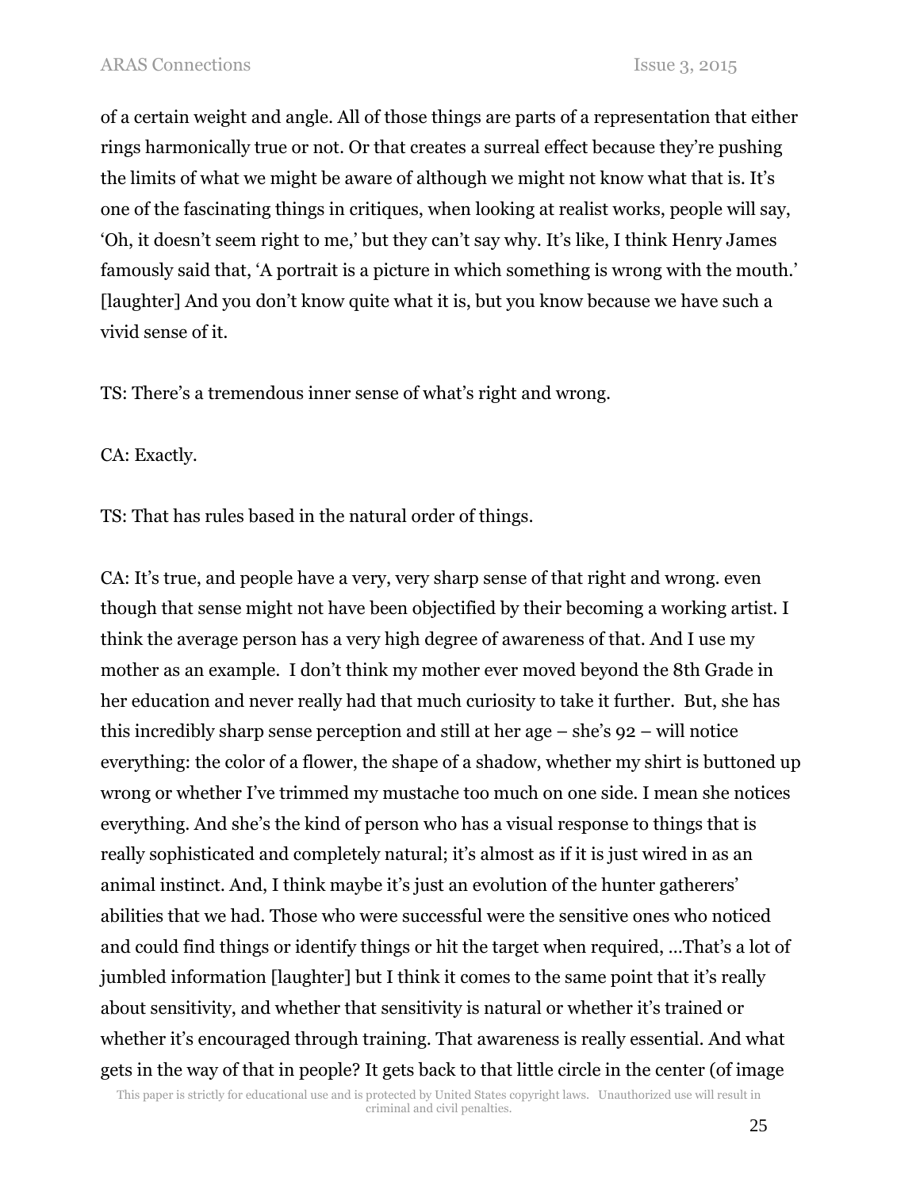of a certain weight and angle. All of those things are parts of a representation that either rings harmonically true or not. Or that creates a surreal effect because they're pushing the limits of what we might be aware of although we might not know what that is. It's one of the fascinating things in critiques, when looking at realist works, people will say, 'Oh, it doesn't seem right to me,' but they can't say why. It's like, I think Henry James famously said that, 'A portrait is a picture in which something is wrong with the mouth.' [laughter] And you don't know quite what it is, but you know because we have such a vivid sense of it.

TS: There's a tremendous inner sense of what's right and wrong.

CA: Exactly.

TS: That has rules based in the natural order of things.

CA: It's true, and people have a very, very sharp sense of that right and wrong. even though that sense might not have been objectified by their becoming a working artist. I think the average person has a very high degree of awareness of that. And I use my mother as an example. I don't think my mother ever moved beyond the 8th Grade in her education and never really had that much curiosity to take it further. But, she has this incredibly sharp sense perception and still at her age – she's 92 – will notice everything: the color of a flower, the shape of a shadow, whether my shirt is buttoned up wrong or whether I've trimmed my mustache too much on one side. I mean she notices everything. And she's the kind of person who has a visual response to things that is really sophisticated and completely natural; it's almost as if it is just wired in as an animal instinct. And, I think maybe it's just an evolution of the hunter gatherers' abilities that we had. Those who were successful were the sensitive ones who noticed and could find things or identify things or hit the target when required, …That's a lot of jumbled information [laughter] but I think it comes to the same point that it's really about sensitivity, and whether that sensitivity is natural or whether it's trained or whether it's encouraged through training. That awareness is really essential. And what gets in the way of that in people? It gets back to that little circle in the center (of image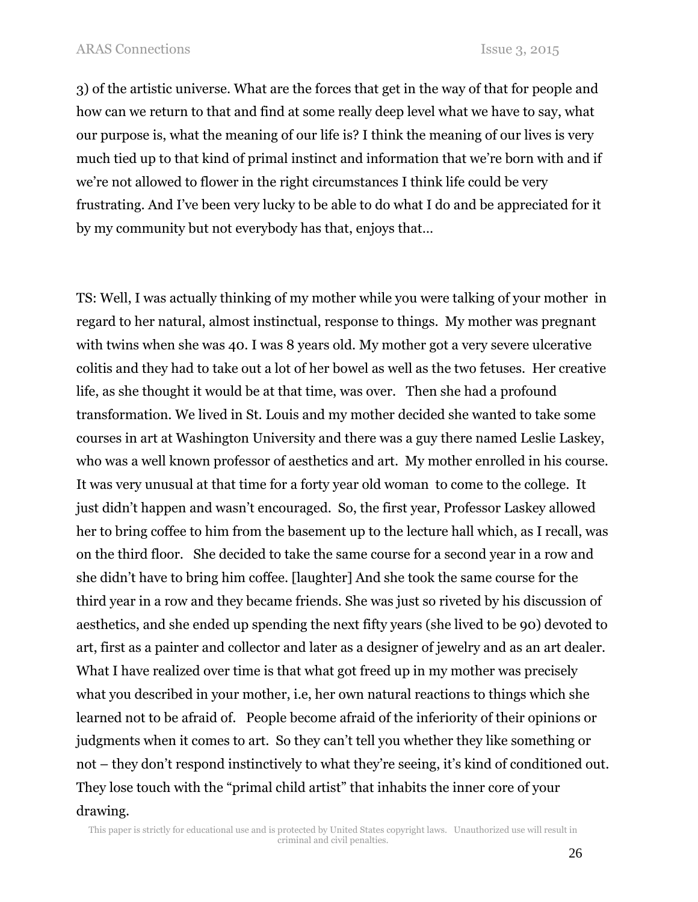3) of the artistic universe. What are the forces that get in the way of that for people and how can we return to that and find at some really deep level what we have to say, what our purpose is, what the meaning of our life is? I think the meaning of our lives is very much tied up to that kind of primal instinct and information that we're born with and if we're not allowed to flower in the right circumstances I think life could be very frustrating. And I've been very lucky to be able to do what I do and be appreciated for it by my community but not everybody has that, enjoys that…

TS: Well, I was actually thinking of my mother while you were talking of your mother in regard to her natural, almost instinctual, response to things. My mother was pregnant with twins when she was 40. I was 8 years old. My mother got a very severe ulcerative colitis and they had to take out a lot of her bowel as well as the two fetuses. Her creative life, as she thought it would be at that time, was over. Then she had a profound transformation. We lived in St. Louis and my mother decided she wanted to take some courses in art at Washington University and there was a guy there named Leslie Laskey, who was a well known professor of aesthetics and art. My mother enrolled in his course. It was very unusual at that time for a forty year old woman to come to the college. It just didn't happen and wasn't encouraged. So, the first year, Professor Laskey allowed her to bring coffee to him from the basement up to the lecture hall which, as I recall, was on the third floor. She decided to take the same course for a second year in a row and she didn't have to bring him coffee. [laughter] And she took the same course for the third year in a row and they became friends. She was just so riveted by his discussion of aesthetics, and she ended up spending the next fifty years (she lived to be 90) devoted to art, first as a painter and collector and later as a designer of jewelry and as an art dealer. What I have realized over time is that what got freed up in my mother was precisely what you described in your mother, i.e, her own natural reactions to things which she learned not to be afraid of. People become afraid of the inferiority of their opinions or judgments when it comes to art. So they can't tell you whether they like something or not – they don't respond instinctively to what they're seeing, it's kind of conditioned out. They lose touch with the "primal child artist" that inhabits the inner core of your drawing.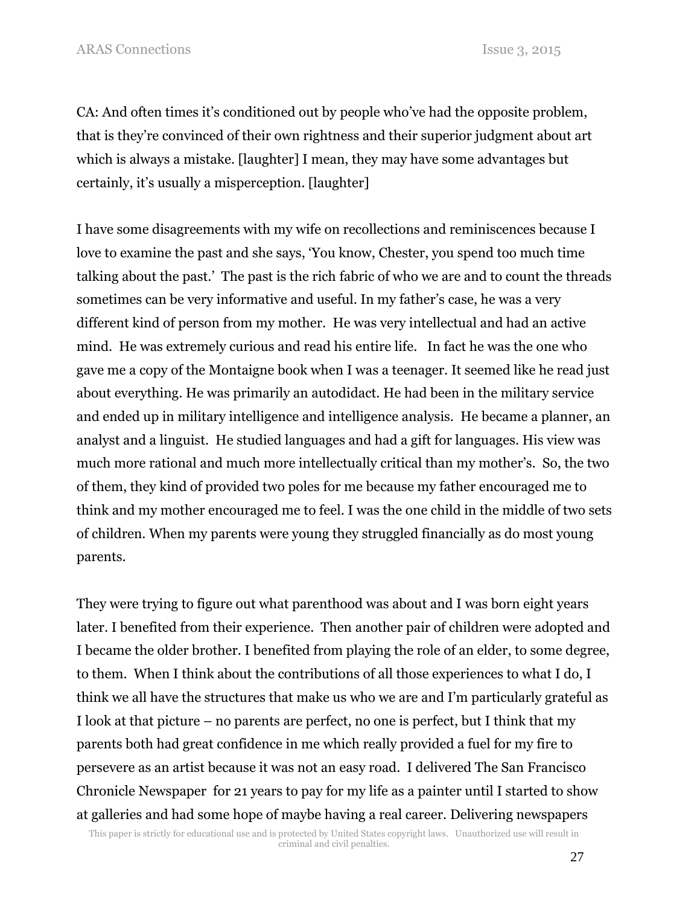CA: And often times it's conditioned out by people who've had the opposite problem, that is they're convinced of their own rightness and their superior judgment about art which is always a mistake. [laughter] I mean, they may have some advantages but certainly, it's usually a misperception. [laughter]

I have some disagreements with my wife on recollections and reminiscences because I love to examine the past and she says, 'You know, Chester, you spend too much time talking about the past.' The past is the rich fabric of who we are and to count the threads sometimes can be very informative and useful. In my father's case, he was a very different kind of person from my mother. He was very intellectual and had an active mind. He was extremely curious and read his entire life. In fact he was the one who gave me a copy of the Montaigne book when I was a teenager. It seemed like he read just about everything. He was primarily an autodidact. He had been in the military service and ended up in military intelligence and intelligence analysis. He became a planner, an analyst and a linguist. He studied languages and had a gift for languages. His view was much more rational and much more intellectually critical than my mother's. So, the two of them, they kind of provided two poles for me because my father encouraged me to think and my mother encouraged me to feel. I was the one child in the middle of two sets of children. When my parents were young they struggled financially as do most young parents.

They were trying to figure out what parenthood was about and I was born eight years later. I benefited from their experience. Then another pair of children were adopted and I became the older brother. I benefited from playing the role of an elder, to some degree, to them. When I think about the contributions of all those experiences to what I do, I think we all have the structures that make us who we are and I'm particularly grateful as I look at that picture – no parents are perfect, no one is perfect, but I think that my parents both had great confidence in me which really provided a fuel for my fire to persevere as an artist because it was not an easy road. I delivered The San Francisco Chronicle Newspaper for 21 years to pay for my life as a painter until I started to show at galleries and had some hope of maybe having a real career. Delivering newspapers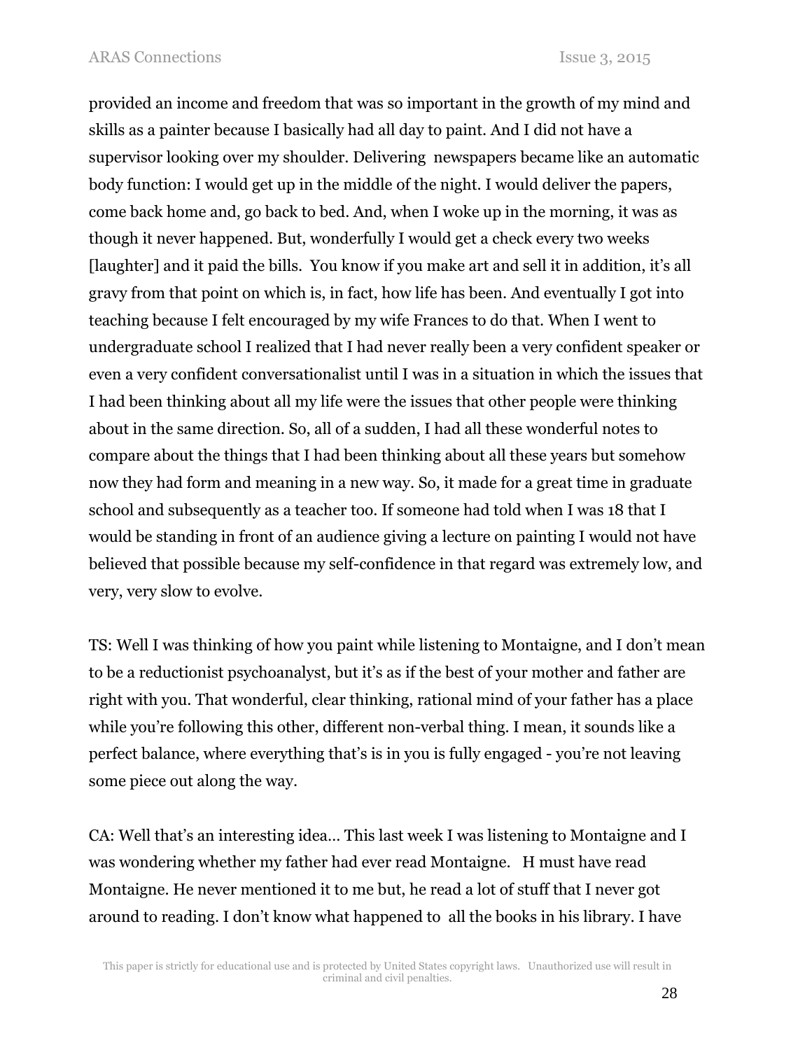provided an income and freedom that was so important in the growth of my mind and skills as a painter because I basically had all day to paint. And I did not have a supervisor looking over my shoulder. Delivering newspapers became like an automatic body function: I would get up in the middle of the night. I would deliver the papers, come back home and, go back to bed. And, when I woke up in the morning, it was as though it never happened. But, wonderfully I would get a check every two weeks [laughter] and it paid the bills. You know if you make art and sell it in addition, it's all gravy from that point on which is, in fact, how life has been. And eventually I got into teaching because I felt encouraged by my wife Frances to do that. When I went to undergraduate school I realized that I had never really been a very confident speaker or even a very confident conversationalist until I was in a situation in which the issues that I had been thinking about all my life were the issues that other people were thinking about in the same direction. So, all of a sudden, I had all these wonderful notes to compare about the things that I had been thinking about all these years but somehow now they had form and meaning in a new way. So, it made for a great time in graduate school and subsequently as a teacher too. If someone had told when I was 18 that I would be standing in front of an audience giving a lecture on painting I would not have believed that possible because my self-confidence in that regard was extremely low, and very, very slow to evolve.

TS: Well I was thinking of how you paint while listening to Montaigne, and I don't mean to be a reductionist psychoanalyst, but it's as if the best of your mother and father are right with you. That wonderful, clear thinking, rational mind of your father has a place while you're following this other, different non-verbal thing. I mean, it sounds like a perfect balance, where everything that's is in you is fully engaged - you're not leaving some piece out along the way.

CA: Well that's an interesting idea… This last week I was listening to Montaigne and I was wondering whether my father had ever read Montaigne. H must have read Montaigne. He never mentioned it to me but, he read a lot of stuff that I never got around to reading. I don't know what happened to all the books in his library. I have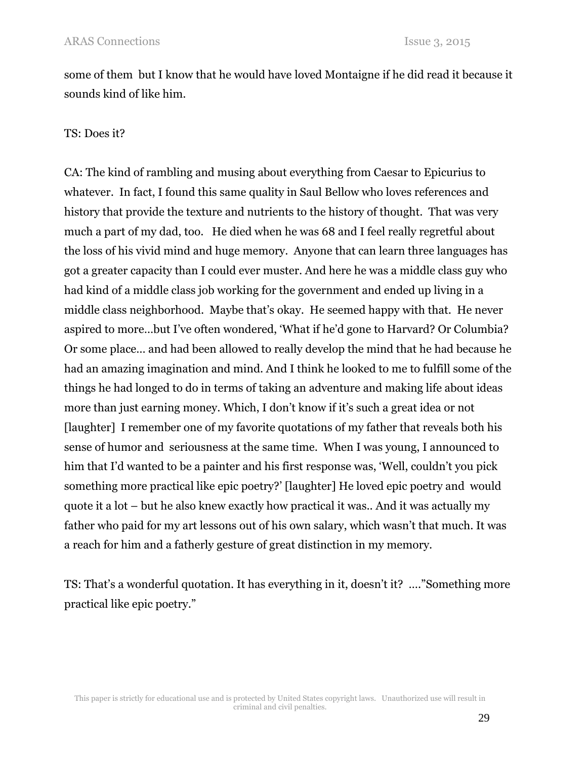some of them but I know that he would have loved Montaigne if he did read it because it sounds kind of like him.

TS: Does it?

CA: The kind of rambling and musing about everything from Caesar to Epicurius to whatever. In fact, I found this same quality in Saul Bellow who loves references and history that provide the texture and nutrients to the history of thought. That was very much a part of my dad, too. He died when he was 68 and I feel really regretful about the loss of his vivid mind and huge memory. Anyone that can learn three languages has got a greater capacity than I could ever muster. And here he was a middle class guy who had kind of a middle class job working for the government and ended up living in a middle class neighborhood. Maybe that's okay. He seemed happy with that. He never aspired to more…but I've often wondered, 'What if he'd gone to Harvard? Or Columbia? Or some place… and had been allowed to really develop the mind that he had because he had an amazing imagination and mind. And I think he looked to me to fulfill some of the things he had longed to do in terms of taking an adventure and making life about ideas more than just earning money. Which, I don't know if it's such a great idea or not [laughter] I remember one of my favorite quotations of my father that reveals both his sense of humor and seriousness at the same time. When I was young, I announced to him that I'd wanted to be a painter and his first response was, 'Well, couldn't you pick something more practical like epic poetry?' [laughter] He loved epic poetry and would quote it a lot – but he also knew exactly how practical it was.. And it was actually my father who paid for my art lessons out of his own salary, which wasn't that much. It was a reach for him and a fatherly gesture of great distinction in my memory.

TS: That's a wonderful quotation. It has everything in it, doesn't it? …."Something more practical like epic poetry."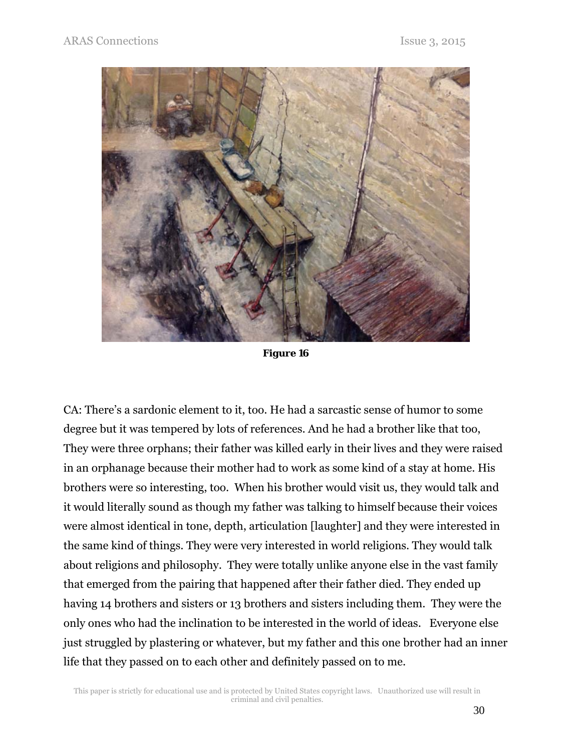**Figure 16**

CA: There's a sardonic element to it, too. He had a sarcastic sense of humor to some degree but it was tempered by lots of references. And he had a brother like that too, They were three orphans; their father was killed early in their lives and they were raised in an orphanage because their mother had to work as some kind of a stay at home. His brothers were so interesting, too. When his brother would visit us, they would talk and it would literally sound as though my father was talking to himself because their voices were almost identical in tone, depth, articulation [laughter] and they were interested in the same kind of things. They were very interested in world religions. They would talk about religions and philosophy. They were totally unlike anyone else in the vast family that emerged from the pairing that happened after their father died. They ended up having 14 brothers and sisters or 13 brothers and sisters including them. They were the only ones who had the inclination to be interested in the world of ideas. Everyone else just struggled by plastering or whatever, but my father and this one brother had an inner life that they passed on to each other and definitely passed on to me.

This paper is strictly for educational use and is protected by United States copyright laws. Unauthorized use will result in criminal and civil penalties.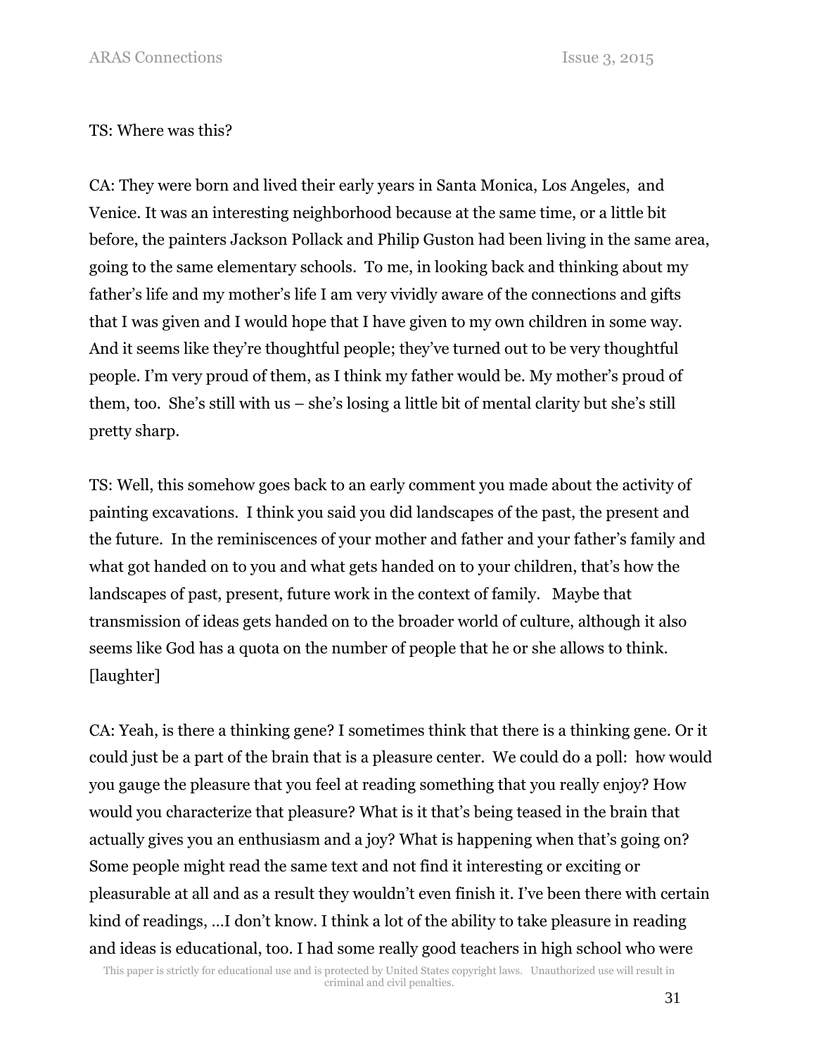TS: Where was this?

CA: They were born and lived their early years in Santa Monica, Los Angeles, and Venice. It was an interesting neighborhood because at the same time, or a little bit before, the painters Jackson Pollack and Philip Guston had been living in the same area, going to the same elementary schools. To me, in looking back and thinking about my father's life and my mother's life I am very vividly aware of the connections and gifts that I was given and I would hope that I have given to my own children in some way. And it seems like they're thoughtful people; they've turned out to be very thoughtful people. I'm very proud of them, as I think my father would be. My mother's proud of them, too. She's still with us – she's losing a little bit of mental clarity but she's still pretty sharp.

TS: Well, this somehow goes back to an early comment you made about the activity of painting excavations. I think you said you did landscapes of the past, the present and the future. In the reminiscences of your mother and father and your father's family and what got handed on to you and what gets handed on to your children, that's how the landscapes of past, present, future work in the context of family. Maybe that transmission of ideas gets handed on to the broader world of culture, although it also seems like God has a quota on the number of people that he or she allows to think. [laughter]

CA: Yeah, is there a thinking gene? I sometimes think that there is a thinking gene. Or it could just be a part of the brain that is a pleasure center. We could do a poll: how would you gauge the pleasure that you feel at reading something that you really enjoy? How would you characterize that pleasure? What is it that's being teased in the brain that actually gives you an enthusiasm and a joy? What is happening when that's going on? Some people might read the same text and not find it interesting or exciting or pleasurable at all and as a result they wouldn't even finish it. I've been there with certain kind of readings, …I don't know. I think a lot of the ability to take pleasure in reading and ideas is educational, too. I had some really good teachers in high school who were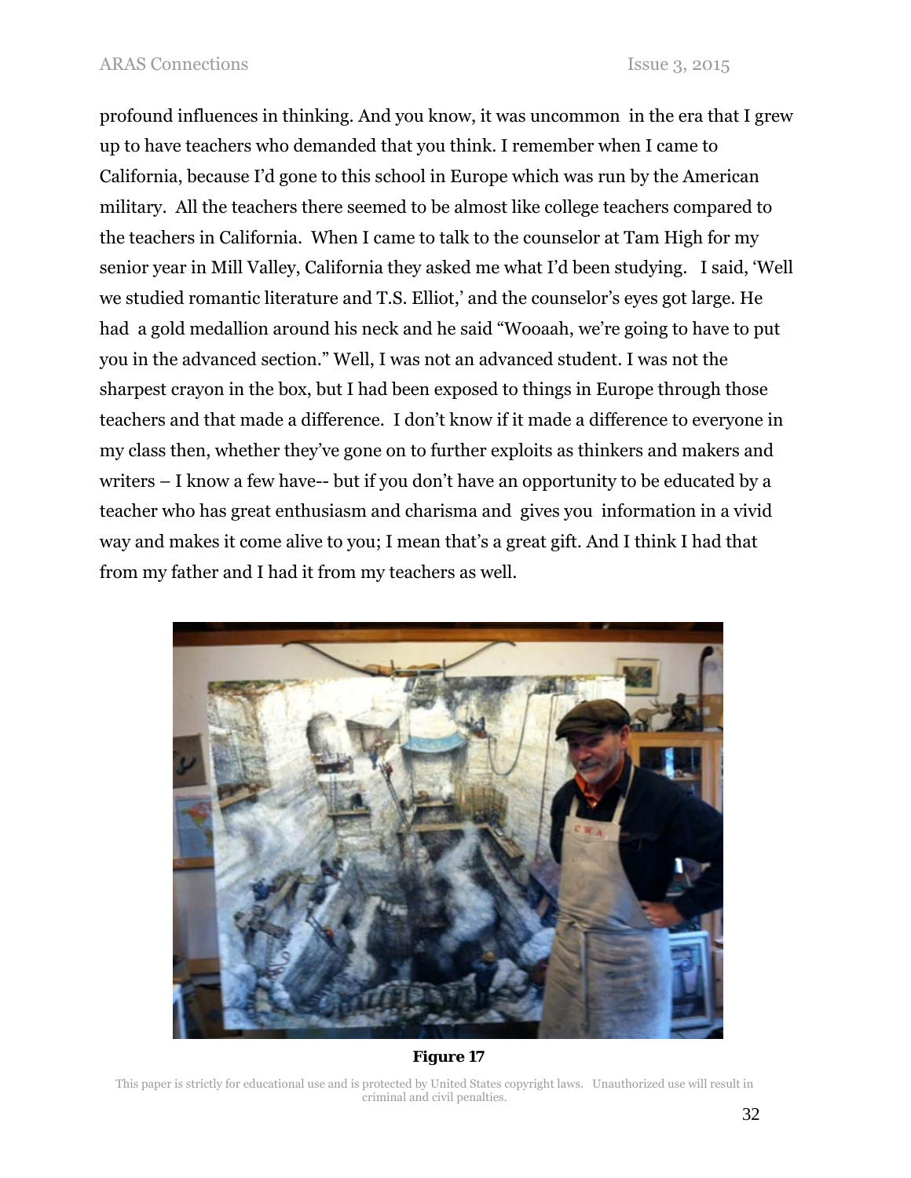profound influences in thinking. And you know, it was uncommon in the era that I grew up to have teachers who demanded that you think. I remember when I came to California, because I'd gone to this school in Europe which was run by the American military. All the teachers there seemed to be almost like college teachers compared to the teachers in California. When I came to talk to the counselor at Tam High for my senior year in Mill Valley, California they asked me what I'd been studying. I said, 'Well we studied romantic literature and T.S. Elliot,' and the counselor's eyes got large. He had a gold medallion around his neck and he said "Wooaah, we're going to have to put you in the advanced section." Well, I was not an advanced student. I was not the sharpest crayon in the box, but I had been exposed to things in Europe through those teachers and that made a difference. I don't know if it made a difference to everyone in my class then, whether they've gone on to further exploits as thinkers and makers and writers – I know a few have-- but if you don't have an opportunity to be educated by a teacher who has great enthusiasm and charisma and gives you information in a vivid way and makes it come alive to you; I mean that's a great gift. And I think I had that from my father and I had it from my teachers as well.

**Figure 17**

This paper is strictly for educational use and is protected by United States copyright laws. Unauthorized use will result in criminal and civil penalties.